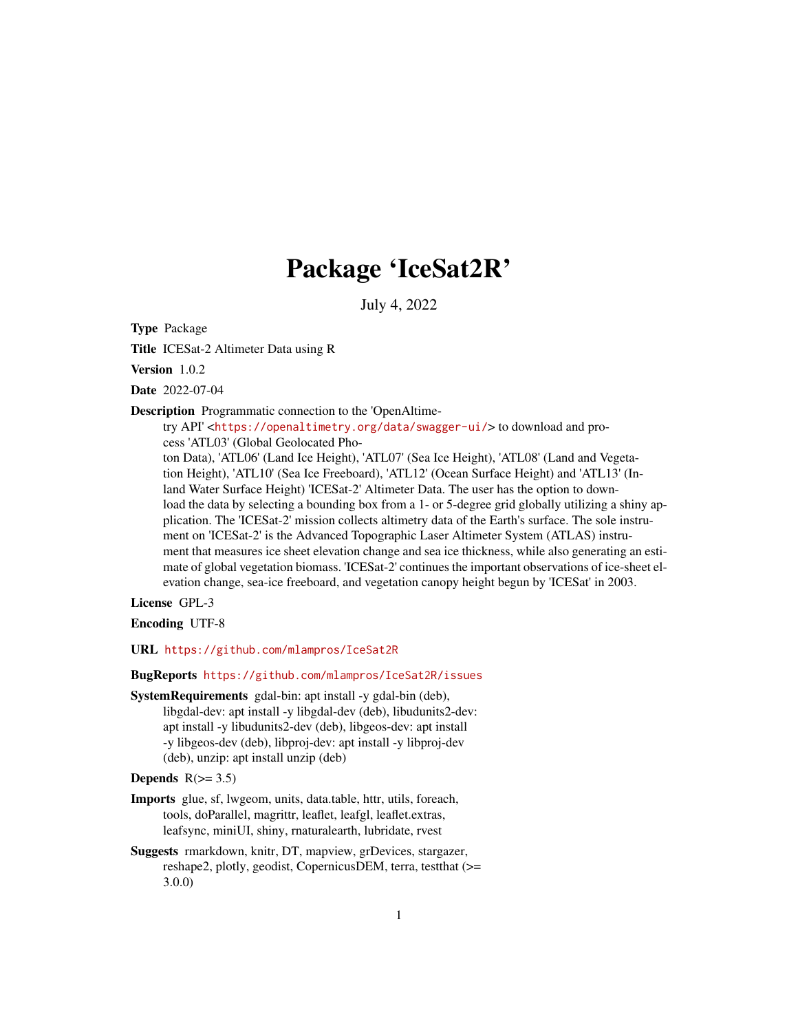# Package 'IceSat2R'

July 4, 2022

**Type** Package

**Title** ICESat-2 Altimeter Data using R

**Version** 1.0.2

**Date** 2022-07-04

**Description** Programmatic connection to the 'OpenAltimetry API' <https://openaltimetry.org/data/swagger-ui/> to download and process 'ATL03' (Global Geolocated Photon Data), 'ATL06' (Land Ice Height), 'ATL07' (Sea Ice Height), 'ATL08' (Land and Vegetation Height), 'ATL10' (Sea Ice Freeboard), 'ATL12' (Ocean Surface Height) and 'ATL13' (Inland Water Surface Height) 'ICESat-2' Altimeter Data. The user has the option to download the data by selecting a bounding box from a 1- or 5-degree grid globally utilizing a shiny application. The 'ICESat-2' mission collects altimetry data of the Earth's surface. The sole instrument on 'ICESat-2' is the Advanced Topographic Laser Altimeter System (ATLAS) instrument that measures ice sheet elevation change and sea ice thickness, while also generating an estimate of global vegetation biomass. 'ICESat-2' continues the important observations of ice-sheet elevation change, sea-ice freeboard, and vegetation canopy height begun by 'ICESat' in 2003.

**License** GPL-3

**Encoding** UTF-8

**URL** https://github.com/mlampros/IceSat2R

**BugReports** https://github.com/mlampros/IceSat2R/issues

**SystemRequirements** gdal-bin: apt install -y gdal-bin (deb), libgdal-dev: apt install -y libgdal-dev (deb), libudunits2-dev: apt install -y libudunits2-dev (deb), libgeos-dev: apt install -y libgeos-dev (deb), libproj-dev: apt install -y libproj-dev (deb), unzip: apt install unzip (deb)

**Depends** R(>= 3.5)

**Imports** glue, sf, lwgeom, units, data.table, httr, utils, foreach, tools, doParallel, magrittr, leaflet, leafgl, leaflet.extras, leafsync, miniUI, shiny, rnaturalearth, lubridate, rvest

**Suggests** rmarkdown, knitr, DT, mapview, grDevices, stargazer, reshape2, plotly, geodist, CopernicusDEM, terra, testthat (>= 3.0.0)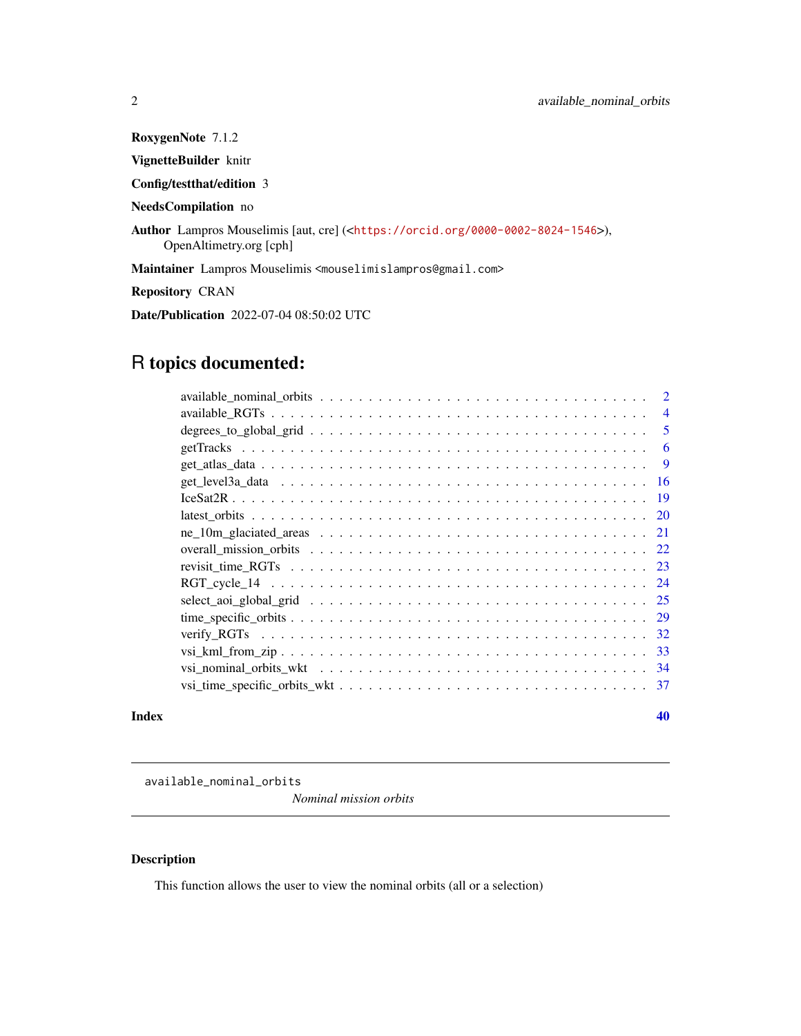**RoxygenNote** 7.1.2

**VignetteBuilder** knitr

**Config/testthat/edition** 3

**NeedsCompilation** no

**Author** Lampros Mouselimis [aut, cre] (<https://orcid.org/0000-0002-8024-1546>), OpenAltimetry.org [cph]

**Maintainer** Lampros Mouselimis <mouselimislampros@gmail.com>

**Repository** CRAN

**Date/Publication** 2022-07-04 08:50:02 UTC

# R topics documented:

- available_nominal_orbits . . . . . . . . . . . . . . . . . . . . . . . . . . . . . . . . . . . 2
- available_RGTs . . . . . . . . . . . . . . . . . . . . . . . . . . . . . . . . . . . . . . . . . . 4
- degrees_to_global_grid . . . . . . . . . . . . . . . . . . . . . . . . . . . . . . . . . . . . . 5
- getTracks . . . . . . . . . . . . . . . . . . . . . . . . . . . . . . . . . . . . . . . . . . . . . 6
- get_atlas_data . . . . . . . . . . . . . . . . . . . . . . . . . . . . . . . . . . . . . . . . . . 9
- get_level3a_data . . . . . . . . . . . . . . . . . . . . . . . . . . . . . . . . . . . . . . . . 16
- IceSat2R . . . . . . . . . . . . . . . . . . . . . . . . . . . . . . . . . . . . . . . . . . . . . 19
- latest_orbits . . . . . . . . . . . . . . . . . . . . . . . . . . . . . . . . . . . . . . . . . . . 20
- ne_10m_glaciated_areas . . . . . . . . . . . . . . . . . . . . . . . . . . . . . . . . . . . . 21
- overall_mission_orbits . . . . . . . . . . . . . . . . . . . . . . . . . . . . . . . . . . . . . 22
- revisit_time_RGTs . . . . . . . . . . . . . . . . . . . . . . . . . . . . . . . . . . . . . . . 23
- RGT_cycle_14 . . . . . . . . . . . . . . . . . . . . . . . . . . . . . . . . . . . . . . . . . . 24
- select_aoi_global_grid . . . . . . . . . . . . . . . . . . . . . . . . . . . . . . . . . . . . . 25
- time_specific_orbits . . . . . . . . . . . . . . . . . . . . . . . . . . . . . . . . . . . . . . 29
- verify_RGTs . . . . . . . . . . . . . . . . . . . . . . . . . . . . . . . . . . . . . . . . . . . 32
- vsi_kml_from_zip . . . . . . . . . . . . . . . . . . . . . . . . . . . . . . . . . . . . . . . . 33
- vsi_nominal_orbits_wkt . . . . . . . . . . . . . . . . . . . . . . . . . . . . . . . . . . . . 34
- vsi_time_specific_orbits_wkt . . . . . . . . . . . . . . . . . . . . . . . . . . . . . . . . . 37

**Index** 40

---

`available_nominal_orbits` *Nominal mission orbits*

---

## Description

This function allows the user to view the nominal orbits (all or a selection)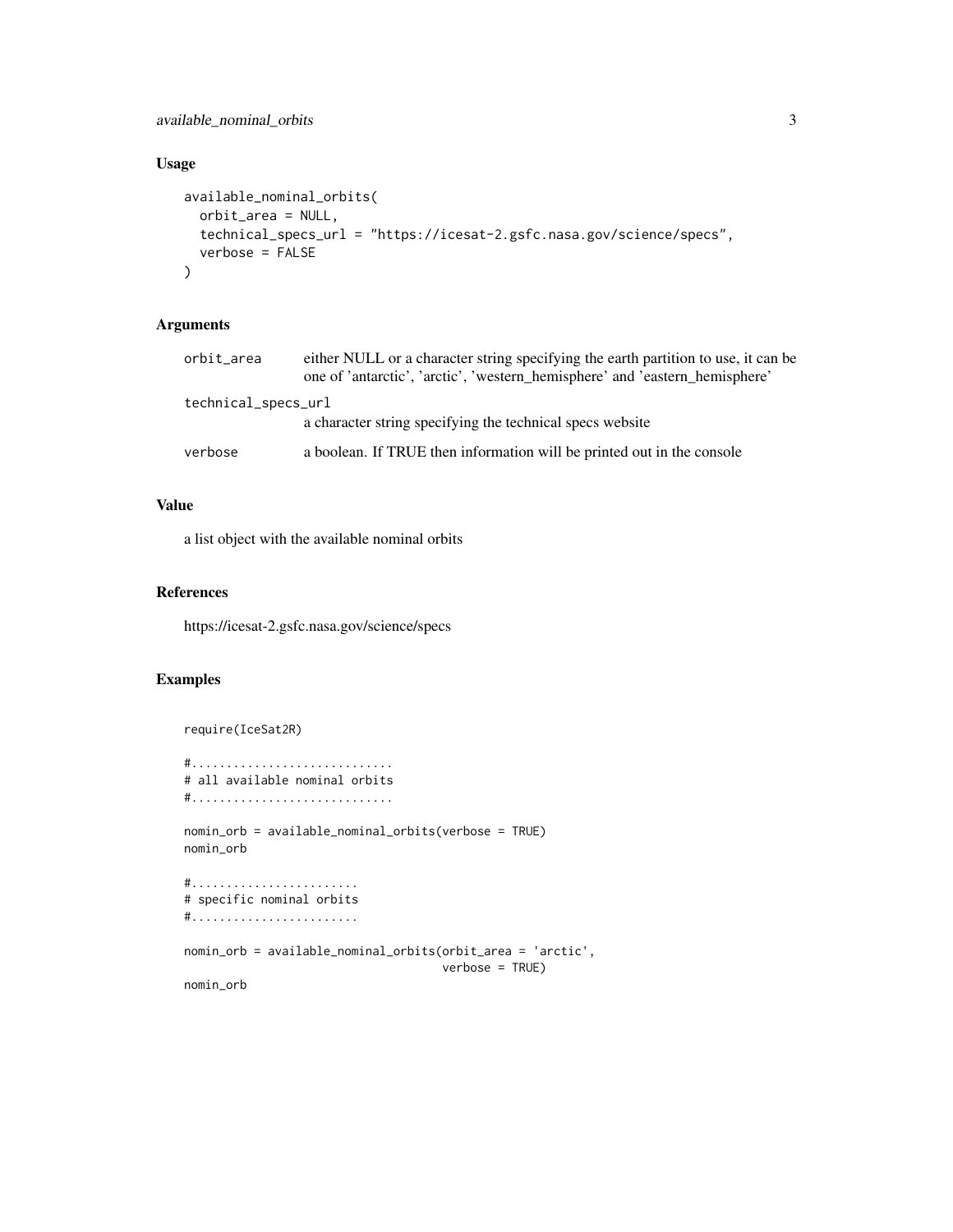## Usage

```
available_nominal_orbits(
  orbit_area = NULL,
  technical_specs_url = "https://icesat-2.gsfc.nasa.gov/science/specs",
  verbose = FALSE
)
```

## Arguments

| | |
|---|---|
| orbit_area | either NULL or a character string specifying the earth partition to use, it can be one of 'antarctic', 'arctic', 'western_hemisphere' and 'eastern_hemisphere' |
| technical_specs_url | a character string specifying the technical specs website |
| verbose | a boolean. If TRUE then information will be printed out in the console |

## Value

a list object with the available nominal orbits

## References

https://icesat-2.gsfc.nasa.gov/science/specs

## Examples

```
require(IceSat2R)

#............................
# all available nominal orbits
#............................

nomin_orb = available_nominal_orbits(verbose = TRUE)
nomin_orb

#........................
# specific nominal orbits
#........................

nomin_orb = available_nominal_orbits(orbit_area = 'arctic',
                                     verbose = TRUE)
nomin_orb
```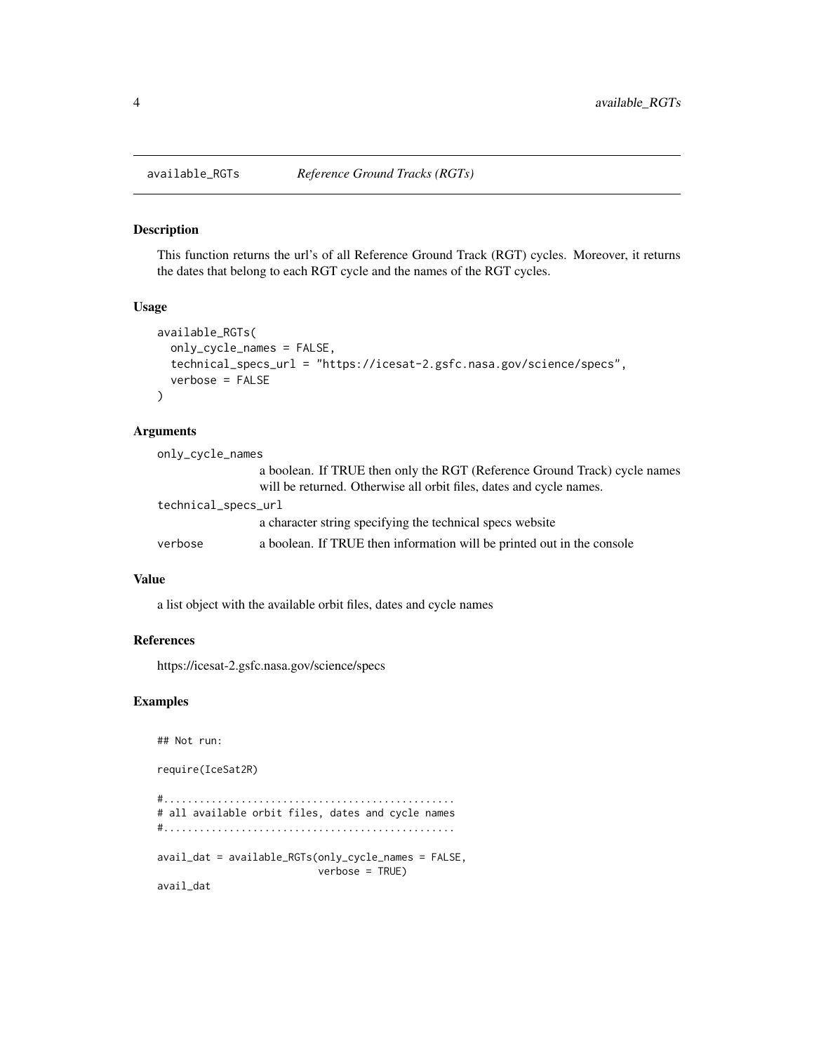# available_RGTs — *Reference Ground Tracks (RGTs)*

## Description

This function returns the url's of all Reference Ground Track (RGT) cycles. Moreover, it returns the dates that belong to each RGT cycle and the names of the RGT cycles.

## Usage

```
available_RGTs(
  only_cycle_names = FALSE,
  technical_specs_url = "https://icesat-2.gsfc.nasa.gov/science/specs",
  verbose = FALSE
)
```

## Arguments

| | |
|---|---|
| only_cycle_names | a boolean. If TRUE then only the RGT (Reference Ground Track) cycle names will be returned. Otherwise all orbit files, dates and cycle names. |
| technical_specs_url | a character string specifying the technical specs website |
| verbose | a boolean. If TRUE then information will be printed out in the console |

## Value

a list object with the available orbit files, dates and cycle names

## References

https://icesat-2.gsfc.nasa.gov/science/specs

## Examples

```
## Not run:

require(IceSat2R)

#...............................................
# all available orbit files, dates and cycle names
#...............................................

avail_dat = available_RGTs(only_cycle_names = FALSE,
                           verbose = TRUE)
avail_dat
```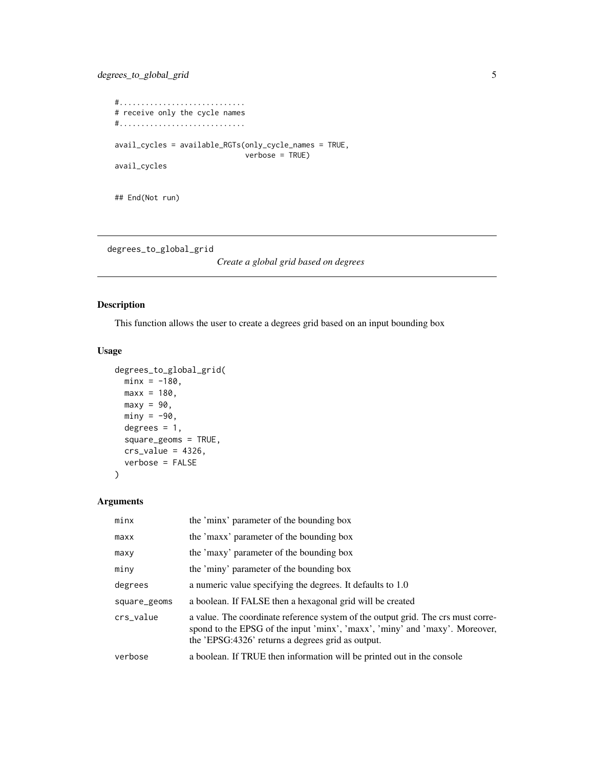```
#............................
# receive only the cycle names
#............................

avail_cycles = available_RGTs(only_cycle_names = TRUE,
                              verbose = TRUE)
avail_cycles


## End(Not run)
```

---

## degrees_to_global_grid    *Create a global grid based on degrees*

### Description

This function allows the user to create a degrees grid based on an input bounding box

### Usage

```
degrees_to_global_grid(
  minx = -180,
  maxx = 180,
  maxy = 90,
  miny = -90,
  degrees = 1,
  square_geoms = TRUE,
  crs_value = 4326,
  verbose = FALSE
)
```

### Arguments

| | |
|---|---|
| minx | the 'minx' parameter of the bounding box |
| maxx | the 'maxx' parameter of the bounding box |
| maxy | the 'maxy' parameter of the bounding box |
| miny | the 'miny' parameter of the bounding box |
| degrees | a numeric value specifying the degrees. It defaults to 1.0 |
| square_geoms | a boolean. If FALSE then a hexagonal grid will be created |
| crs_value | a value. The coordinate reference system of the output grid. The crs must correspond to the EPSG of the input 'minx', 'maxx', 'miny' and 'maxy'. Moreover, the 'EPSG:4326' returns a degrees grid as output. |
| verbose | a boolean. If TRUE then information will be printed out in the console |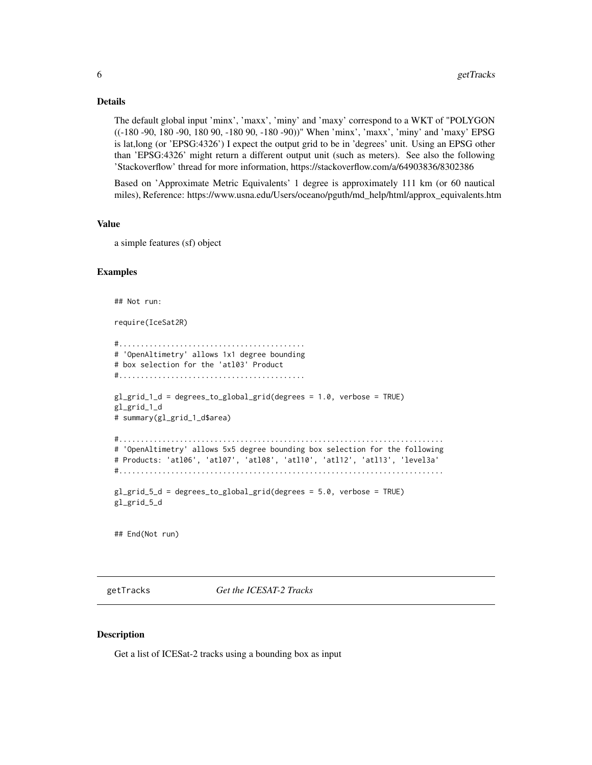### Details

The default global input 'minx', 'maxx', 'miny' and 'maxy' correspond to a WKT of "POLYGON ((-180 -90, 180 -90, 180 90, -180 90, -180 -90))" When 'minx', 'maxx', 'miny' and 'maxy' EPSG is lat,long (or 'EPSG:4326') I expect the output grid to be in 'degrees' unit. Using an EPSG other than 'EPSG:4326' might return a different output unit (such as meters). See also the following 'Stackoverflow' thread for more information, https://stackoverflow.com/a/64903836/8302386

Based on 'Approximate Metric Equivalents' 1 degree is approximately 111 km (or 60 nautical miles), Reference: https://www.usna.edu/Users/oceano/pguth/md_help/html/approx_equivalents.htm

### Value

a simple features (sf) object

### Examples

```
## Not run:

require(IceSat2R)

#...........................................
# 'OpenAltimetry' allows 1x1 degree bounding
# box selection for the 'atl03' Product
#...........................................

gl_grid_1_d = degrees_to_global_grid(degrees = 1.0, verbose = TRUE)
gl_grid_1_d
# summary(gl_grid_1_d$area)

#.........................................................................
# 'OpenAltimetry' allows 5x5 degree bounding box selection for the following
# Products: 'atl06', 'atl07', 'atl08', 'atl10', 'atl12', 'atl13', 'level3a'
#.........................................................................

gl_grid_5_d = degrees_to_global_grid(degrees = 5.0, verbose = TRUE)
gl_grid_5_d


## End(Not run)
```

---

## getTracks — *Get the ICESAT-2 Tracks*

### Description

Get a list of ICESat-2 tracks using a bounding box as input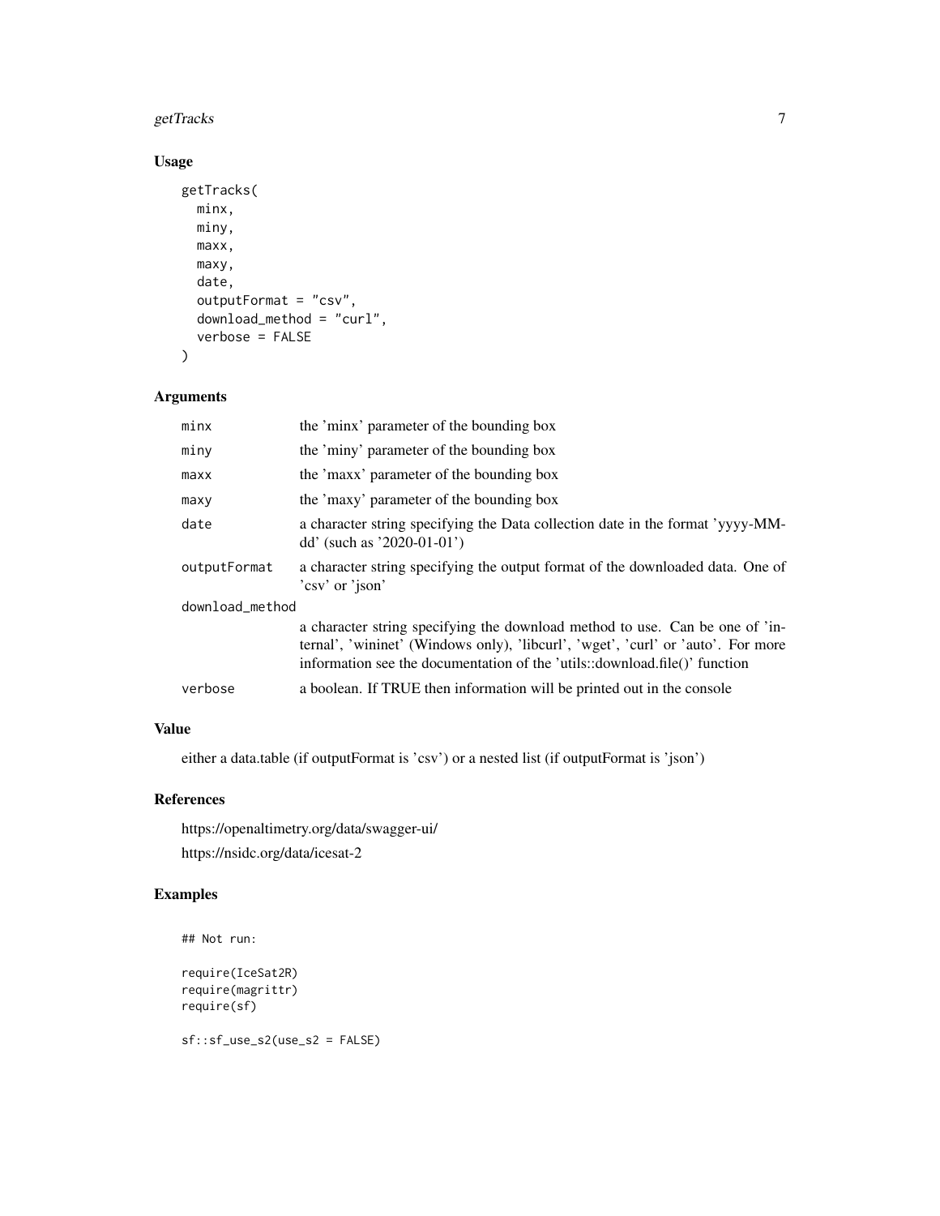## Usage

```
getTracks(
  minx,
  miny,
  maxx,
  maxy,
  date,
  outputFormat = "csv",
  download_method = "curl",
  verbose = FALSE
)
```

## Arguments

| Argument | Description |
|---|---|
| minx | the 'minx' parameter of the bounding box |
| miny | the 'miny' parameter of the bounding box |
| maxx | the 'maxx' parameter of the bounding box |
| maxy | the 'maxy' parameter of the bounding box |
| date | a character string specifying the Data collection date in the format 'yyyy-MM-dd' (such as '2020-01-01') |
| outputFormat | a character string specifying the output format of the downloaded data. One of 'csv' or 'json' |
| download_method | a character string specifying the download method to use. Can be one of 'internal', 'wininet' (Windows only), 'libcurl', 'wget', 'curl' or 'auto'. For more information see the documentation of the 'utils::download.file()' function |
| verbose | a boolean. If TRUE then information will be printed out in the console |

## Value

either a data.table (if outputFormat is 'csv') or a nested list (if outputFormat is 'json')

## References

https://openaltimetry.org/data/swagger-ui/

https://nsidc.org/data/icesat-2

## Examples

```
## Not run:

require(IceSat2R)
require(magrittr)
require(sf)

sf::sf_use_s2(use_s2 = FALSE)
```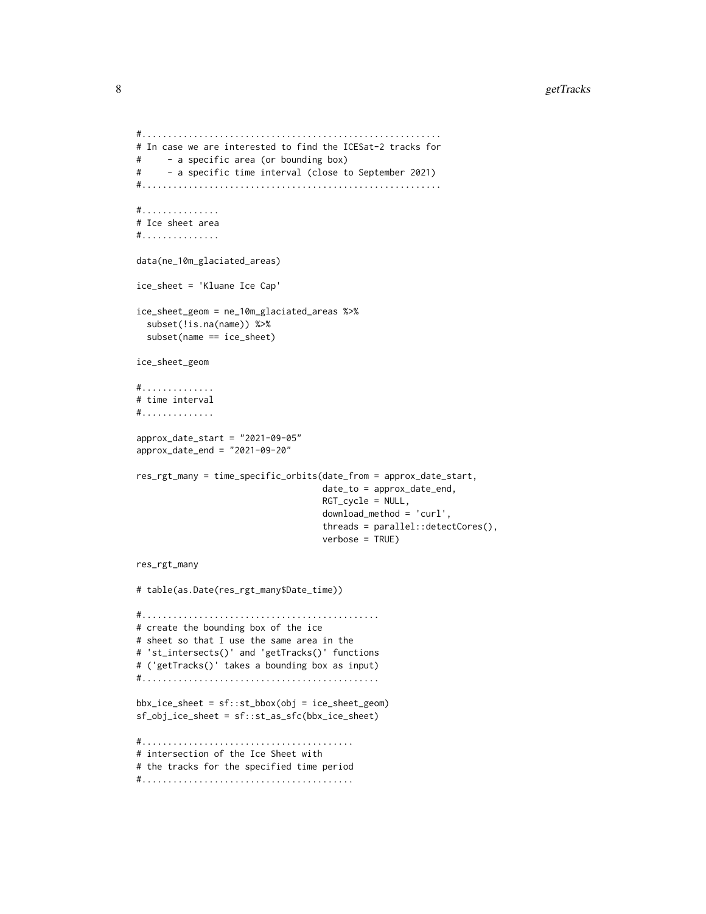```
#........................................................
# In case we are interested to find the ICESat-2 tracks for
#     - a specific area (or bounding box)
#     - a specific time interval (close to September 2021)
#........................................................

#..............
# Ice sheet area
#..............

data(ne_10m_glaciated_areas)

ice_sheet = 'Kluane Ice Cap'

ice_sheet_geom = ne_10m_glaciated_areas %>%
  subset(!is.na(name)) %>%
  subset(name == ice_sheet)

ice_sheet_geom

#.............
# time interval
#.............

approx_date_start = "2021-09-05"
approx_date_end = "2021-09-20"

res_rgt_many = time_specific_orbits(date_from = approx_date_start,
                                    date_to = approx_date_end,
                                    RGT_cycle = NULL,
                                    download_method = 'curl',
                                    threads = parallel::detectCores(),
                                    verbose = TRUE)

res_rgt_many

# table(as.Date(res_rgt_many$Date_time))

#............................................
# create the bounding box of the ice
# sheet so that I use the same area in the
# 'st_intersects()' and 'getTracks()' functions
# ('getTracks()' takes a bounding box as input)
#............................................

bbx_ice_sheet = sf::st_bbox(obj = ice_sheet_geom)
sf_obj_ice_sheet = sf::st_as_sfc(bbx_ice_sheet)

#........................................
# intersection of the Ice Sheet with
# the tracks for the specified time period
#........................................
```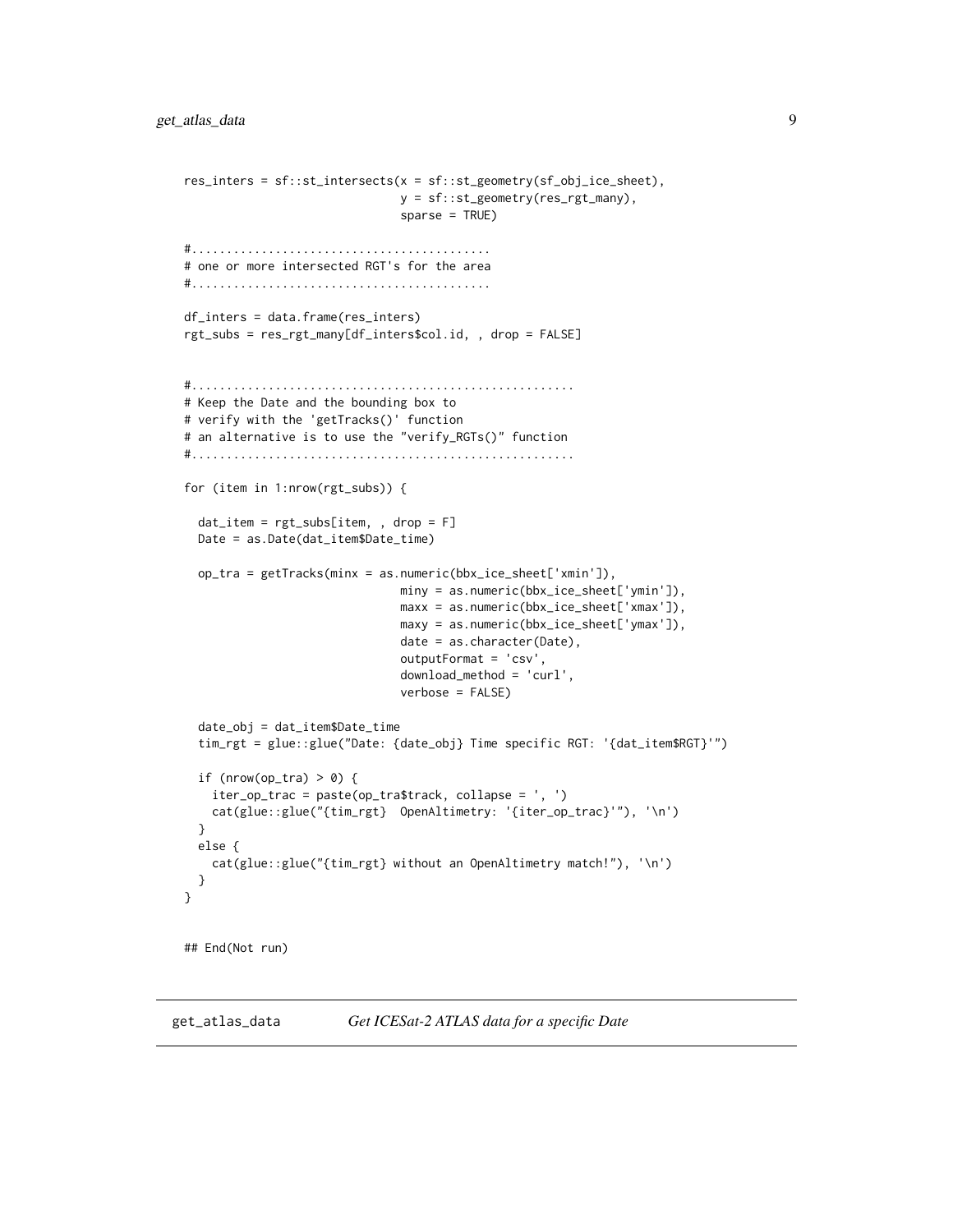```
res_inters = sf::st_intersects(x = sf::st_geometry(sf_obj_ice_sheet),
                               y = sf::st_geometry(res_rgt_many),
                               sparse = TRUE)

#.........................................
# one or more intersected RGT's for the area
#.........................................

df_inters = data.frame(res_inters)
rgt_subs = res_rgt_many[df_inters$col.id, , drop = FALSE]


#.....................................................
# Keep the Date and the bounding box to
# verify with the 'getTracks()' function
# an alternative is to use the "verify_RGTs()" function
#.....................................................

for (item in 1:nrow(rgt_subs)) {

  dat_item = rgt_subs[item, , drop = F]
  Date = as.Date(dat_item$Date_time)

  op_tra = getTracks(minx = as.numeric(bbx_ice_sheet['xmin']),
                               miny = as.numeric(bbx_ice_sheet['ymin']),
                               maxx = as.numeric(bbx_ice_sheet['xmax']),
                               maxy = as.numeric(bbx_ice_sheet['ymax']),
                               date = as.character(Date),
                               outputFormat = 'csv',
                               download_method = 'curl',
                               verbose = FALSE)

  date_obj = dat_item$Date_time
  tim_rgt = glue::glue("Date: {date_obj} Time specific RGT: '{dat_item$RGT}'")

  if (nrow(op_tra) > 0) {
    iter_op_trac = paste(op_tra$track, collapse = ', ')
    cat(glue::glue("{tim_rgt}  OpenAltimetry: '{iter_op_trac}'"), '\n')
  }
  else {
    cat(glue::glue("{tim_rgt} without an OpenAltimetry match!"), '\n')
  }
}


## End(Not run)
```

---

`get_atlas_data` *Get ICESat-2 ATLAS data for a specific Date*

---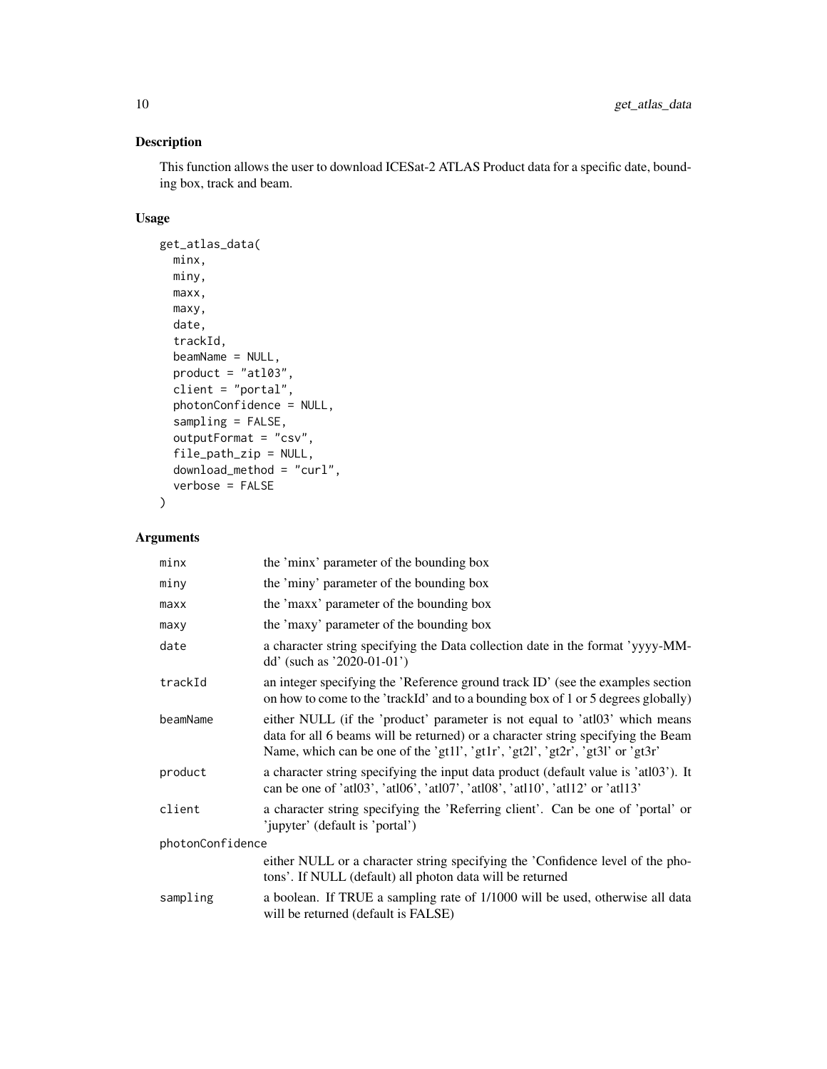## Description

This function allows the user to download ICESat-2 ATLAS Product data for a specific date, bounding box, track and beam.

## Usage

```
get_atlas_data(
  minx,
  miny,
  maxx,
  maxy,
  date,
  trackId,
  beamName = NULL,
  product = "atl03",
  client = "portal",
  photonConfidence = NULL,
  sampling = FALSE,
  outputFormat = "csv",
  file_path_zip = NULL,
  download_method = "curl",
  verbose = FALSE
)
```

## Arguments

| Argument | Description |
|---|---|
| minx | the 'minx' parameter of the bounding box |
| miny | the 'miny' parameter of the bounding box |
| maxx | the 'maxx' parameter of the bounding box |
| maxy | the 'maxy' parameter of the bounding box |
| date | a character string specifying the Data collection date in the format 'yyyy-MM-dd' (such as '2020-01-01') |
| trackId | an integer specifying the 'Reference ground track ID' (see the examples section on how to come to the 'trackId' and to a bounding box of 1 or 5 degrees globally) |
| beamName | either NULL (if the 'product' parameter is not equal to 'atl03' which means data for all 6 beams will be returned) or a character string specifying the Beam Name, which can be one of the 'gt1l', 'gt1r', 'gt2l', 'gt2r', 'gt3l' or 'gt3r' |
| product | a character string specifying the input data product (default value is 'atl03'). It can be one of 'atl03', 'atl06', 'atl07', 'atl08', 'atl10', 'atl12' or 'atl13' |
| client | a character string specifying the 'Referring client'. Can be one of 'portal' or 'jupyter' (default is 'portal') |
| photonConfidence | either NULL or a character string specifying the 'Confidence level of the photons'. If NULL (default) all photon data will be returned |
| sampling | a boolean. If TRUE a sampling rate of 1/1000 will be used, otherwise all data will be returned (default is FALSE) |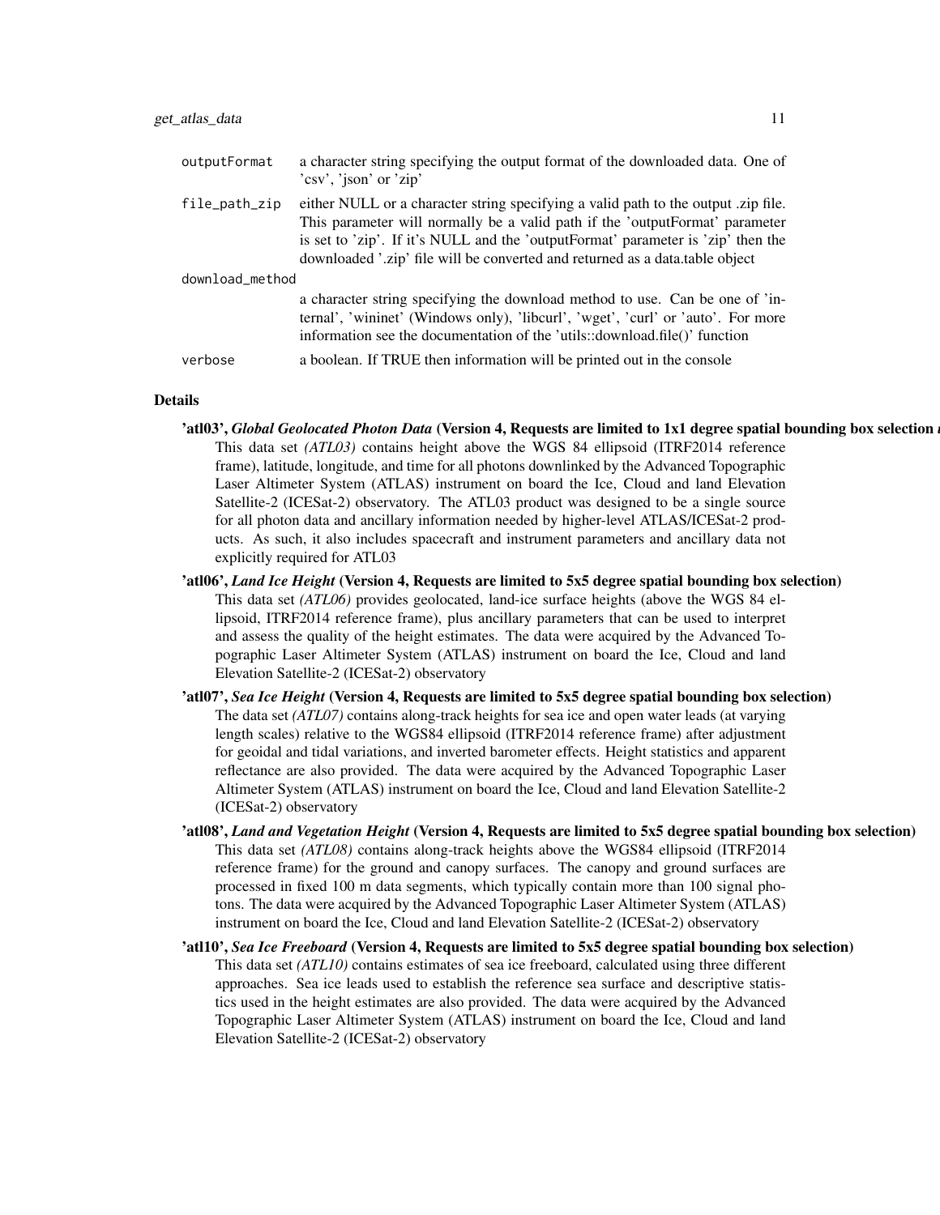| | |
|---|---|
| outputFormat | a character string specifying the output format of the downloaded data. One of 'csv', 'json' or 'zip' |
| file_path_zip | either NULL or a character string specifying a valid path to the output .zip file. This parameter will normally be a valid path if the 'outputFormat' parameter is set to 'zip'. If it's NULL and the 'outputFormat' parameter is 'zip' then the downloaded '.zip' file will be converted and returned as a data.table object |
| download_method | a character string specifying the download method to use. Can be one of 'internal', 'wininet' (Windows only), 'libcurl', 'wget', 'curl' or 'auto'. For more information see the documentation of the 'utils::download.file()' function |
| verbose | a boolean. If TRUE then information will be printed out in the console |

## Details

**'atl03',** ***Global Geolocated Photon Data*** **(Version 4, Requests are limited to 1x1 degree spatial bounding box selection**

This data set *(ATL03)* contains height above the WGS 84 ellipsoid (ITRF2014 reference frame), latitude, longitude, and time for all photons downlinked by the Advanced Topographic Laser Altimeter System (ATLAS) instrument on board the Ice, Cloud and land Elevation Satellite-2 (ICESat-2) observatory. The ATL03 product was designed to be a single source for all photon data and ancillary information needed by higher-level ATLAS/ICESat-2 products. As such, it also includes spacecraft and instrument parameters and ancillary data not explicitly required for ATL03

**'atl06',** ***Land Ice Height*** **(Version 4, Requests are limited to 5x5 degree spatial bounding box selection)**

This data set *(ATL06)* provides geolocated, land-ice surface heights (above the WGS 84 ellipsoid, ITRF2014 reference frame), plus ancillary parameters that can be used to interpret and assess the quality of the height estimates. The data were acquired by the Advanced Topographic Laser Altimeter System (ATLAS) instrument on board the Ice, Cloud and land Elevation Satellite-2 (ICESat-2) observatory

**'atl07',** ***Sea Ice Height*** **(Version 4, Requests are limited to 5x5 degree spatial bounding box selection)**

The data set *(ATL07)* contains along-track heights for sea ice and open water leads (at varying length scales) relative to the WGS84 ellipsoid (ITRF2014 reference frame) after adjustment for geoidal and tidal variations, and inverted barometer effects. Height statistics and apparent reflectance are also provided. The data were acquired by the Advanced Topographic Laser Altimeter System (ATLAS) instrument on board the Ice, Cloud and land Elevation Satellite-2 (ICESat-2) observatory

**'atl08',** ***Land and Vegetation Height*** **(Version 4, Requests are limited to 5x5 degree spatial bounding box selection)**

This data set *(ATL08)* contains along-track heights above the WGS84 ellipsoid (ITRF2014 reference frame) for the ground and canopy surfaces. The canopy and ground surfaces are processed in fixed 100 m data segments, which typically contain more than 100 signal photons. The data were acquired by the Advanced Topographic Laser Altimeter System (ATLAS) instrument on board the Ice, Cloud and land Elevation Satellite-2 (ICESat-2) observatory

**'atl10',** ***Sea Ice Freeboard*** **(Version 4, Requests are limited to 5x5 degree spatial bounding box selection)**

This data set *(ATL10)* contains estimates of sea ice freeboard, calculated using three different approaches. Sea ice leads used to establish the reference sea surface and descriptive statistics used in the height estimates are also provided. The data were acquired by the Advanced Topographic Laser Altimeter System (ATLAS) instrument on board the Ice, Cloud and land Elevation Satellite-2 (ICESat-2) observatory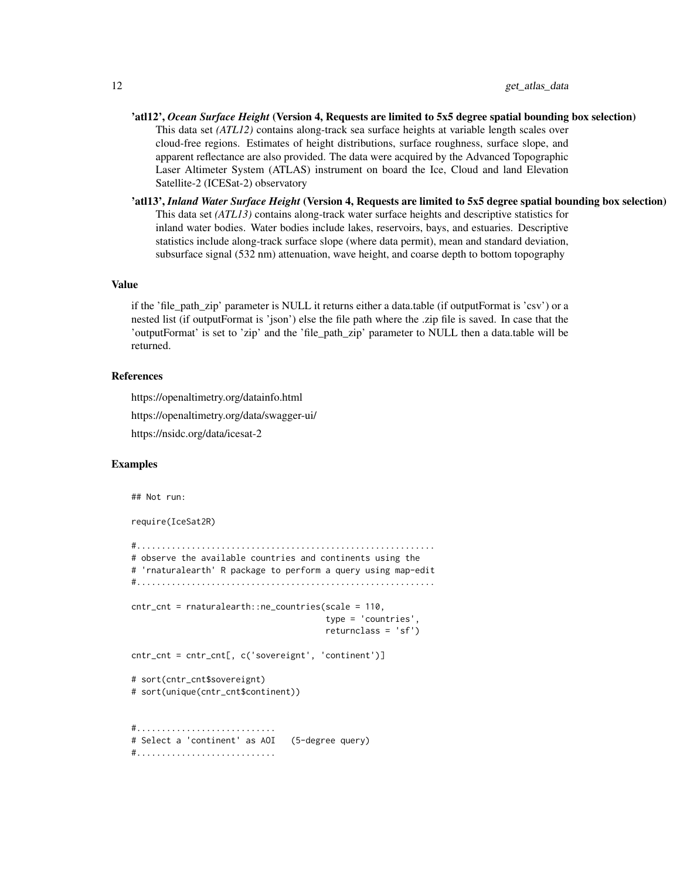**'atl12', *Ocean Surface Height* (Version 4, Requests are limited to 5x5 degree spatial bounding box selection)**
This data set *(ATL12)* contains along-track sea surface heights at variable length scales over cloud-free regions. Estimates of height distributions, surface roughness, surface slope, and apparent reflectance are also provided. The data were acquired by the Advanced Topographic Laser Altimeter System (ATLAS) instrument on board the Ice, Cloud and land Elevation Satellite-2 (ICESat-2) observatory

**'atl13', *Inland Water Surface Height* (Version 4, Requests are limited to 5x5 degree spatial bounding box selection)**
This data set *(ATL13)* contains along-track water surface heights and descriptive statistics for inland water bodies. Water bodies include lakes, reservoirs, bays, and estuaries. Descriptive statistics include along-track surface slope (where data permit), mean and standard deviation, subsurface signal (532 nm) attenuation, wave height, and coarse depth to bottom topography

## Value

if the 'file_path_zip' parameter is NULL it returns either a data.table (if outputFormat is 'csv') or a nested list (if outputFormat is 'json') else the file path where the .zip file is saved. In case that the 'outputFormat' is set to 'zip' and the 'file_path_zip' parameter to NULL then a data.table will be returned.

## References

https://openaltimetry.org/datainfo.html

https://openaltimetry.org/data/swagger-ui/

https://nsidc.org/data/icesat-2

## Examples

```
## Not run:

require(IceSat2R)

#...........................................................
# observe the available countries and continents using the
# 'rnaturalearth' R package to perform a query using map-edit
#...........................................................

cntr_cnt = rnaturalearth::ne_countries(scale = 110,
                                        type = 'countries',
                                        returnclass = 'sf')

cntr_cnt = cntr_cnt[, c('sovereignt', 'continent')]

# sort(cntr_cnt$sovereignt)
# sort(unique(cntr_cnt$continent))


#...........................
# Select a 'continent' as AOI   (5-degree query)
#...........................
```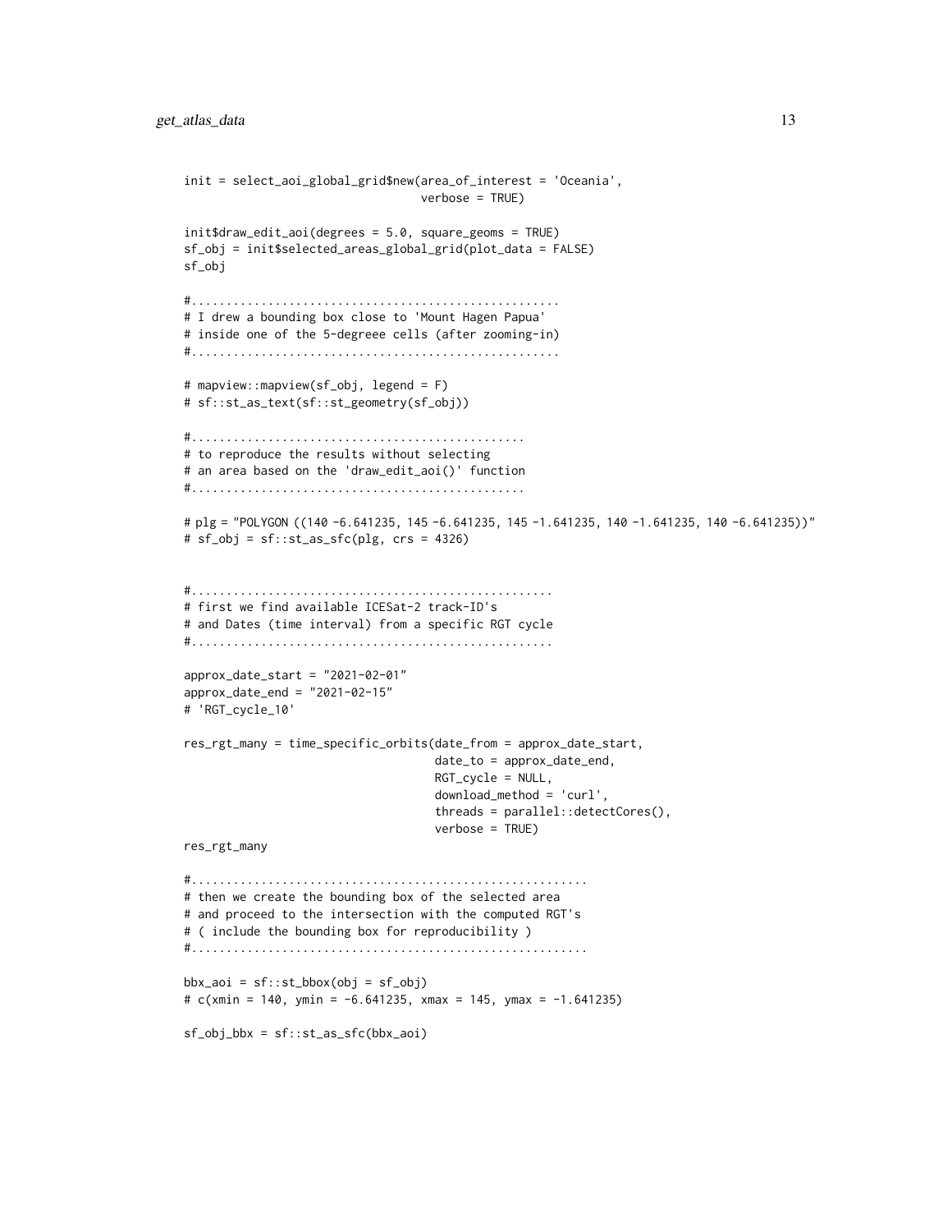```
init = select_aoi_global_grid$new(area_of_interest = 'Oceania',
                                  verbose = TRUE)

init$draw_edit_aoi(degrees = 5.0, square_geoms = TRUE)
sf_obj = init$selected_areas_global_grid(plot_data = FALSE)
sf_obj

#....................................................
# I drew a bounding box close to 'Mount Hagen Papua'
# inside one of the 5-degreee cells (after zooming-in)
#....................................................

# mapview::mapview(sf_obj, legend = F)
# sf::st_as_text(sf::st_geometry(sf_obj))

#...............................................
# to reproduce the results without selecting
# an area based on the 'draw_edit_aoi()' function
#...............................................

# plg = "POLYGON ((140 -6.641235, 145 -6.641235, 145 -1.641235, 140 -1.641235, 140 -6.641235))"
# sf_obj = sf::st_as_sfc(plg, crs = 4326)


#...................................................
# first we find available ICESat-2 track-ID's
# and Dates (time interval) from a specific RGT cycle
#...................................................

approx_date_start = "2021-02-01"
approx_date_end = "2021-02-15"
# 'RGT_cycle_10'

res_rgt_many = time_specific_orbits(date_from = approx_date_start,
                                    date_to = approx_date_end,
                                    RGT_cycle = NULL,
                                    download_method = 'curl',
                                    threads = parallel::detectCores(),
                                    verbose = TRUE)
res_rgt_many

#.......................................................
# then we create the bounding box of the selected area
# and proceed to the intersection with the computed RGT's
# ( include the bounding box for reproducibility )
#.......................................................

bbx_aoi = sf::st_bbox(obj = sf_obj)
# c(xmin = 140, ymin = -6.641235, xmax = 145, ymax = -1.641235)

sf_obj_bbx = sf::st_as_sfc(bbx_aoi)
```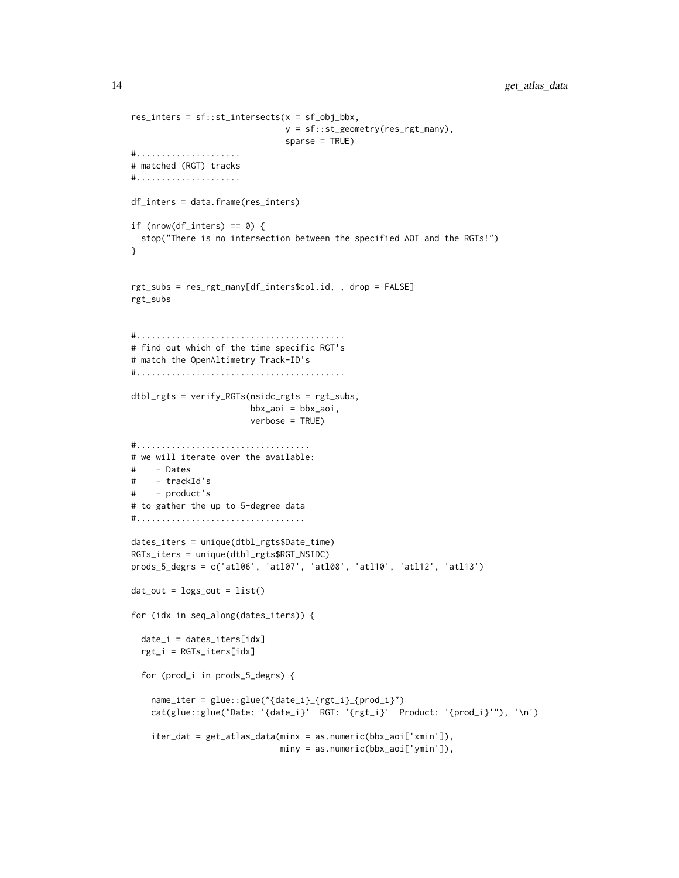```r
res_inters = sf::st_intersects(x = sf_obj_bbx,
                               y = sf::st_geometry(res_rgt_many),
                               sparse = TRUE)
#.....................
# matched (RGT) tracks
#.....................

df_inters = data.frame(res_inters)

if (nrow(df_inters) == 0) {
  stop("There is no intersection between the specified AOI and the RGTs!")
}


rgt_subs = res_rgt_many[df_inters$col.id, , drop = FALSE]
rgt_subs


#.........................................
# find out which of the time specific RGT's
# match the OpenAltimetry Track-ID's
#.........................................

dtbl_rgts = verify_RGTs(nsidc_rgts = rgt_subs,
                        bbx_aoi = bbx_aoi,
                        verbose = TRUE)

#..................................
# we will iterate over the available:
#    - Dates
#    - trackId's
#    - product's
# to gather the up to 5-degree data
#.................................

dates_iters = unique(dtbl_rgts$Date_time)
RGTs_iters = unique(dtbl_rgts$RGT_NSIDC)
prods_5_degrs = c('atl06', 'atl07', 'atl08', 'atl10', 'atl12', 'atl13')

dat_out = logs_out = list()

for (idx in seq_along(dates_iters)) {

  date_i = dates_iters[idx]
  rgt_i = RGTs_iters[idx]

  for (prod_i in prods_5_degrs) {

    name_iter = glue::glue("{date_i}_{rgt_i}_{prod_i}")
    cat(glue::glue("Date: '{date_i}'  RGT: '{rgt_i}'  Product: '{prod_i}'"), '\n')

    iter_dat = get_atlas_data(minx = as.numeric(bbx_aoi['xmin']),
                              miny = as.numeric(bbx_aoi['ymin']),
```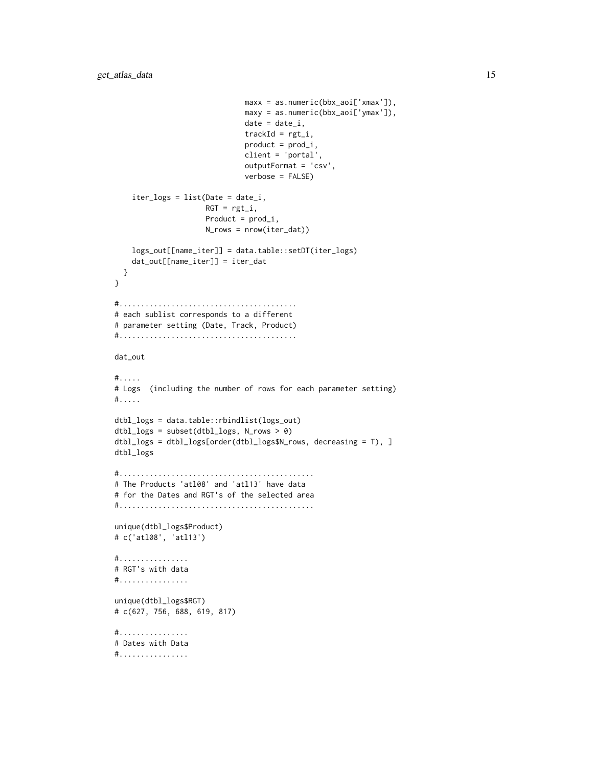```
                              maxx = as.numeric(bbx_aoi['xmax']),
                              maxy = as.numeric(bbx_aoi['ymax']),
                              date = date_i,
                              trackId = rgt_i,
                              product = prod_i,
                              client = 'portal',
                              outputFormat = 'csv',
                              verbose = FALSE)

    iter_logs = list(Date = date_i,
                     RGT = rgt_i,
                     Product = prod_i,
                     N_rows = nrow(iter_dat))

    logs_out[[name_iter]] = data.table::setDT(iter_logs)
    dat_out[[name_iter]] = iter_dat
  }
}

#........................................
# each sublist corresponds to a different
# parameter setting (Date, Track, Product)
#........................................

dat_out

#.....
# Logs  (including the number of rows for each parameter setting)
#.....

dtbl_logs = data.table::rbindlist(logs_out)
dtbl_logs = subset(dtbl_logs, N_rows > 0)
dtbl_logs = dtbl_logs[order(dtbl_logs$N_rows, decreasing = T), ]
dtbl_logs

#............................................
# The Products 'atl08' and 'atl13' have data
# for the Dates and RGT's of the selected area
#............................................

unique(dtbl_logs$Product)
# c('atl08', 'atl13')

#...............
# RGT's with data
#...............

unique(dtbl_logs$RGT)
# c(627, 756, 688, 619, 817)

#...............
# Dates with Data
#...............
```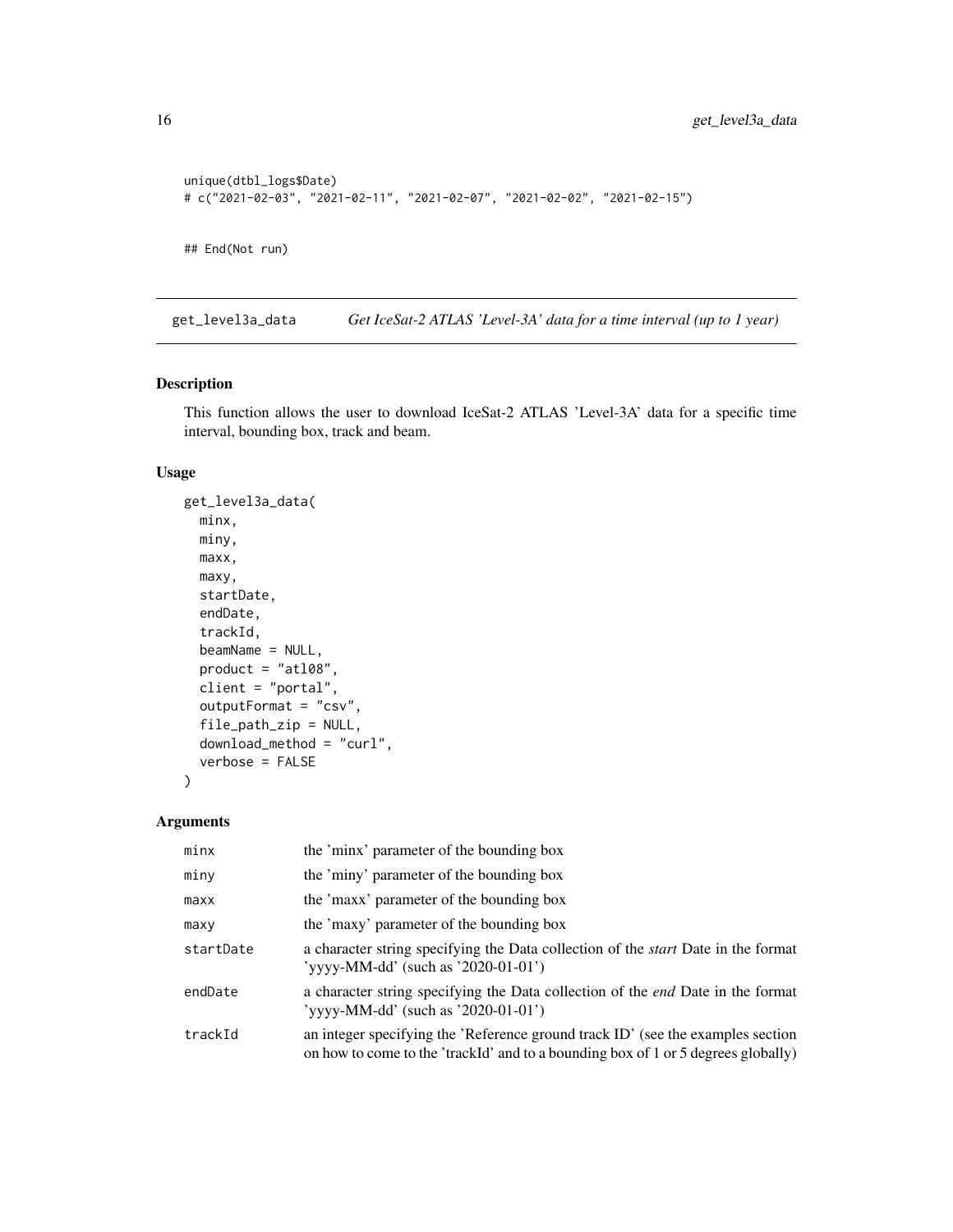```
unique(dtbl_logs$Date)
# c("2021-02-03", "2021-02-11", "2021-02-07", "2021-02-02", "2021-02-15")


## End(Not run)
```

## get_level3a_data *Get IceSat-2 ATLAS 'Level-3A' data for a time interval (up to 1 year)*

### Description

This function allows the user to download IceSat-2 ATLAS 'Level-3A' data for a specific time interval, bounding box, track and beam.

### Usage

```
get_level3a_data(
  minx,
  miny,
  maxx,
  maxy,
  startDate,
  endDate,
  trackId,
  beamName = NULL,
  product = "atl08",
  client = "portal",
  outputFormat = "csv",
  file_path_zip = NULL,
  download_method = "curl",
  verbose = FALSE
)
```

### Arguments

| | |
|---|---|
| minx | the 'minx' parameter of the bounding box |
| miny | the 'miny' parameter of the bounding box |
| maxx | the 'maxx' parameter of the bounding box |
| maxy | the 'maxy' parameter of the bounding box |
| startDate | a character string specifying the Data collection of the *start* Date in the format 'yyyy-MM-dd' (such as '2020-01-01') |
| endDate | a character string specifying the Data collection of the *end* Date in the format 'yyyy-MM-dd' (such as '2020-01-01') |
| trackId | an integer specifying the 'Reference ground track ID' (see the examples section on how to come to the 'trackId' and to a bounding box of 1 or 5 degrees globally) |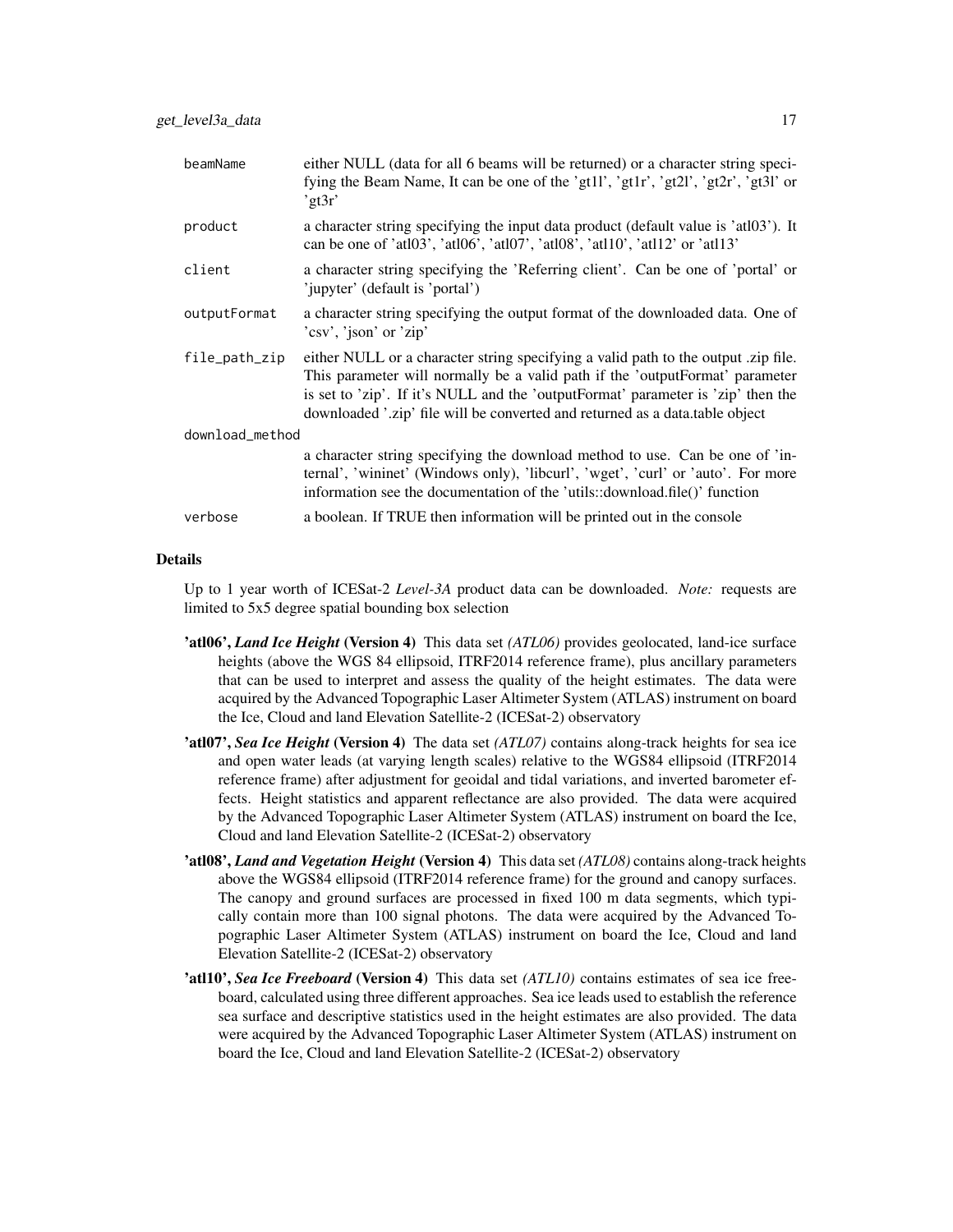| | |
|---|---|
| beamName | either NULL (data for all 6 beams will be returned) or a character string specifying the Beam Name, It can be one of the 'gt1l', 'gt1r', 'gt2l', 'gt2r', 'gt3l' or 'gt3r' |
| product | a character string specifying the input data product (default value is 'atl03'). It can be one of 'atl03', 'atl06', 'atl07', 'atl08', 'atl10', 'atl12' or 'atl13' |
| client | a character string specifying the 'Referring client'. Can be one of 'portal' or 'jupyter' (default is 'portal') |
| outputFormat | a character string specifying the output format of the downloaded data. One of 'csv', 'json' or 'zip' |
| file_path_zip | either NULL or a character string specifying a valid path to the output .zip file. This parameter will normally be a valid path if the 'outputFormat' parameter is set to 'zip'. If it's NULL and the 'outputFormat' parameter is 'zip' then the downloaded '.zip' file will be converted and returned as a data.table object |
| download_method | a character string specifying the download method to use. Can be one of 'internal', 'wininet' (Windows only), 'libcurl', 'wget', 'curl' or 'auto'. For more information see the documentation of the 'utils::download.file()' function |
| verbose | a boolean. If TRUE then information will be printed out in the console |

## Details

Up to 1 year worth of ICESat-2 *Level-3A* product data can be downloaded. *Note:* requests are limited to 5x5 degree spatial bounding box selection

- **'atl06', *Land Ice Height* (Version 4)** This data set *(ATL06)* provides geolocated, land-ice surface heights (above the WGS 84 ellipsoid, ITRF2014 reference frame), plus ancillary parameters that can be used to interpret and assess the quality of the height estimates. The data were acquired by the Advanced Topographic Laser Altimeter System (ATLAS) instrument on board the Ice, Cloud and land Elevation Satellite-2 (ICESat-2) observatory
- **'atl07', *Sea Ice Height* (Version 4)** The data set *(ATL07)* contains along-track heights for sea ice and open water leads (at varying length scales) relative to the WGS84 ellipsoid (ITRF2014 reference frame) after adjustment for geoidal and tidal variations, and inverted barometer effects. Height statistics and apparent reflectance are also provided. The data were acquired by the Advanced Topographic Laser Altimeter System (ATLAS) instrument on board the Ice, Cloud and land Elevation Satellite-2 (ICESat-2) observatory
- **'atl08', *Land and Vegetation Height* (Version 4)** This data set *(ATL08)* contains along-track heights above the WGS84 ellipsoid (ITRF2014 reference frame) for the ground and canopy surfaces. The canopy and ground surfaces are processed in fixed 100 m data segments, which typically contain more than 100 signal photons. The data were acquired by the Advanced Topographic Laser Altimeter System (ATLAS) instrument on board the Ice, Cloud and land Elevation Satellite-2 (ICESat-2) observatory
- **'atl10', *Sea Ice Freeboard* (Version 4)** This data set *(ATL10)* contains estimates of sea ice freeboard, calculated using three different approaches. Sea ice leads used to establish the reference sea surface and descriptive statistics used in the height estimates are also provided. The data were acquired by the Advanced Topographic Laser Altimeter System (ATLAS) instrument on board the Ice, Cloud and land Elevation Satellite-2 (ICESat-2) observatory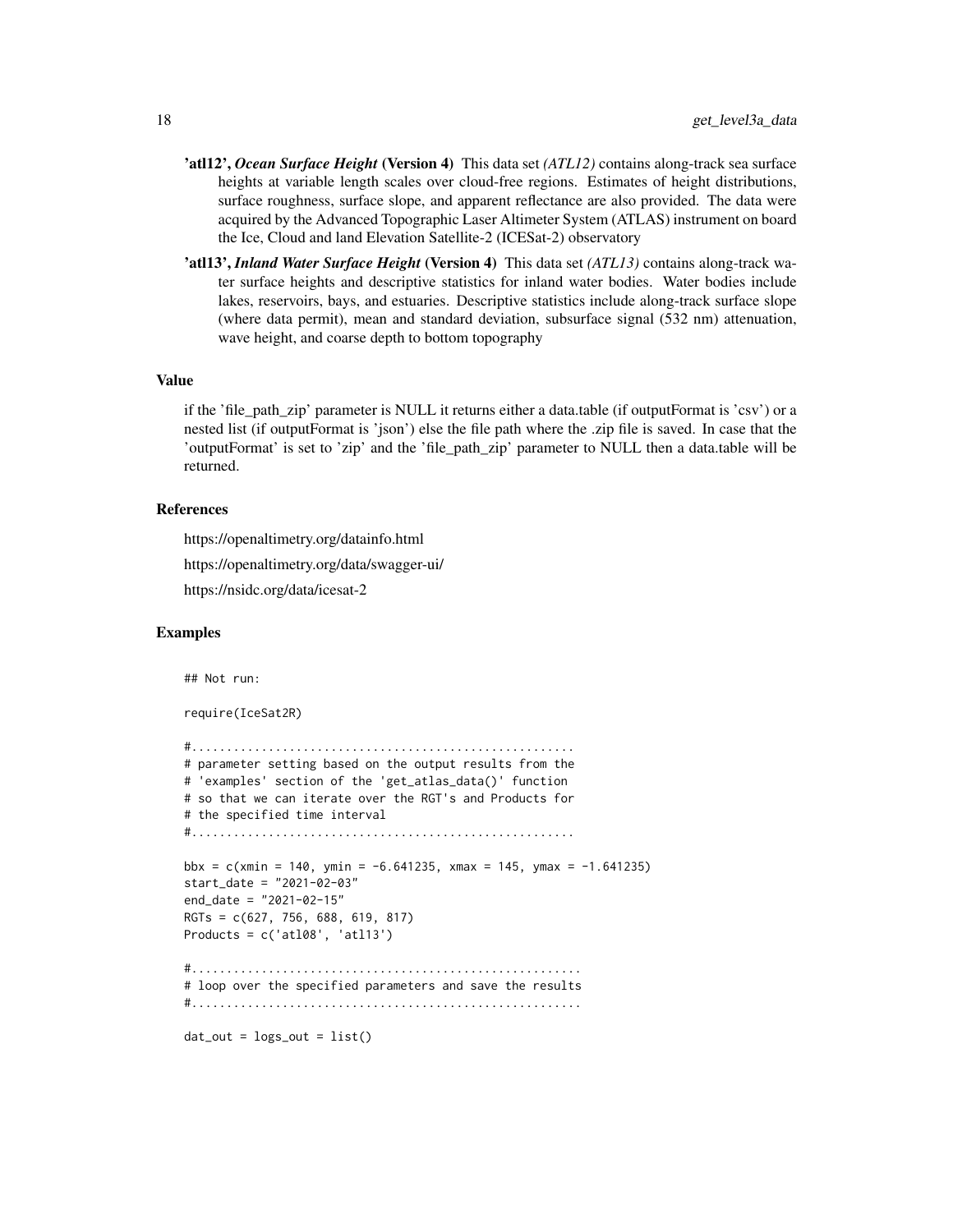**'atl12', *Ocean Surface Height* (Version 4)** This data set *(ATL12)* contains along-track sea surface heights at variable length scales over cloud-free regions. Estimates of height distributions, surface roughness, surface slope, and apparent reflectance are also provided. The data were acquired by the Advanced Topographic Laser Altimeter System (ATLAS) instrument on board the Ice, Cloud and land Elevation Satellite-2 (ICESat-2) observatory

**'atl13', *Inland Water Surface Height* (Version 4)** This data set *(ATL13)* contains along-track water surface heights and descriptive statistics for inland water bodies. Water bodies include lakes, reservoirs, bays, and estuaries. Descriptive statistics include along-track surface slope (where data permit), mean and standard deviation, subsurface signal (532 nm) attenuation, wave height, and coarse depth to bottom topography

### Value

if the 'file_path_zip' parameter is NULL it returns either a data.table (if outputFormat is 'csv') or a nested list (if outputFormat is 'json') else the file path where the .zip file is saved. In case that the 'outputFormat' is set to 'zip' and the 'file_path_zip' parameter to NULL then a data.table will be returned.

### References

https://openaltimetry.org/datainfo.html

https://openaltimetry.org/data/swagger-ui/

https://nsidc.org/data/icesat-2

### Examples

```
## Not run:

require(IceSat2R)

#......................................................
# parameter setting based on the output results from the
# 'examples' section of the 'get_atlas_data()' function
# so that we can iterate over the RGT's and Products for
# the specified time interval
#......................................................

bbx = c(xmin = 140, ymin = -6.641235, xmax = 145, ymax = -1.641235)
start_date = "2021-02-03"
end_date = "2021-02-15"
RGTs = c(627, 756, 688, 619, 817)
Products = c('atl08', 'atl13')

#.......................................................
# loop over the specified parameters and save the results
#.......................................................

dat_out = logs_out = list()
```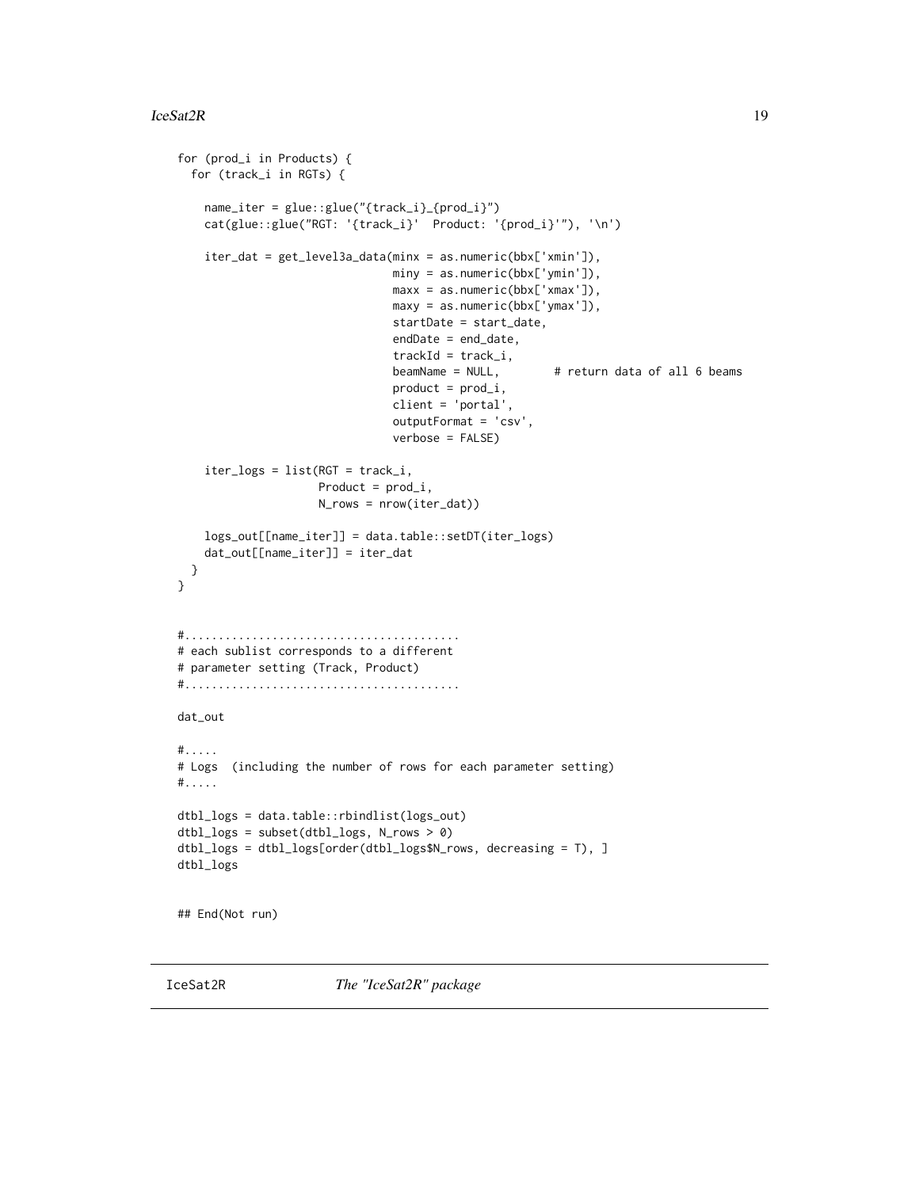```
for (prod_i in Products) {
  for (track_i in RGTs) {

    name_iter = glue::glue("{track_i}_{prod_i}")
    cat(glue::glue("RGT: '{track_i}'  Product: '{prod_i}'"), '\n')

    iter_dat = get_level3a_data(minx = as.numeric(bbx['xmin']),
                                miny = as.numeric(bbx['ymin']),
                                maxx = as.numeric(bbx['xmax']),
                                maxy = as.numeric(bbx['ymax']),
                                startDate = start_date,
                                endDate = end_date,
                                trackId = track_i,
                                beamName = NULL,        # return data of all 6 beams
                                product = prod_i,
                                client = 'portal',
                                outputFormat = 'csv',
                                verbose = FALSE)

    iter_logs = list(RGT = track_i,
                     Product = prod_i,
                     N_rows = nrow(iter_dat))

    logs_out[[name_iter]] = data.table::setDT(iter_logs)
    dat_out[[name_iter]] = iter_dat
  }
}


#.........................................
# each sublist corresponds to a different
# parameter setting (Track, Product)
#.........................................

dat_out

#.....
# Logs  (including the number of rows for each parameter setting)
#.....

dtbl_logs = data.table::rbindlist(logs_out)
dtbl_logs = subset(dtbl_logs, N_rows > 0)
dtbl_logs = dtbl_logs[order(dtbl_logs$N_rows, decreasing = T), ]
dtbl_logs


## End(Not run)
```

---

IceSat2R    *The "IceSat2R" package*

---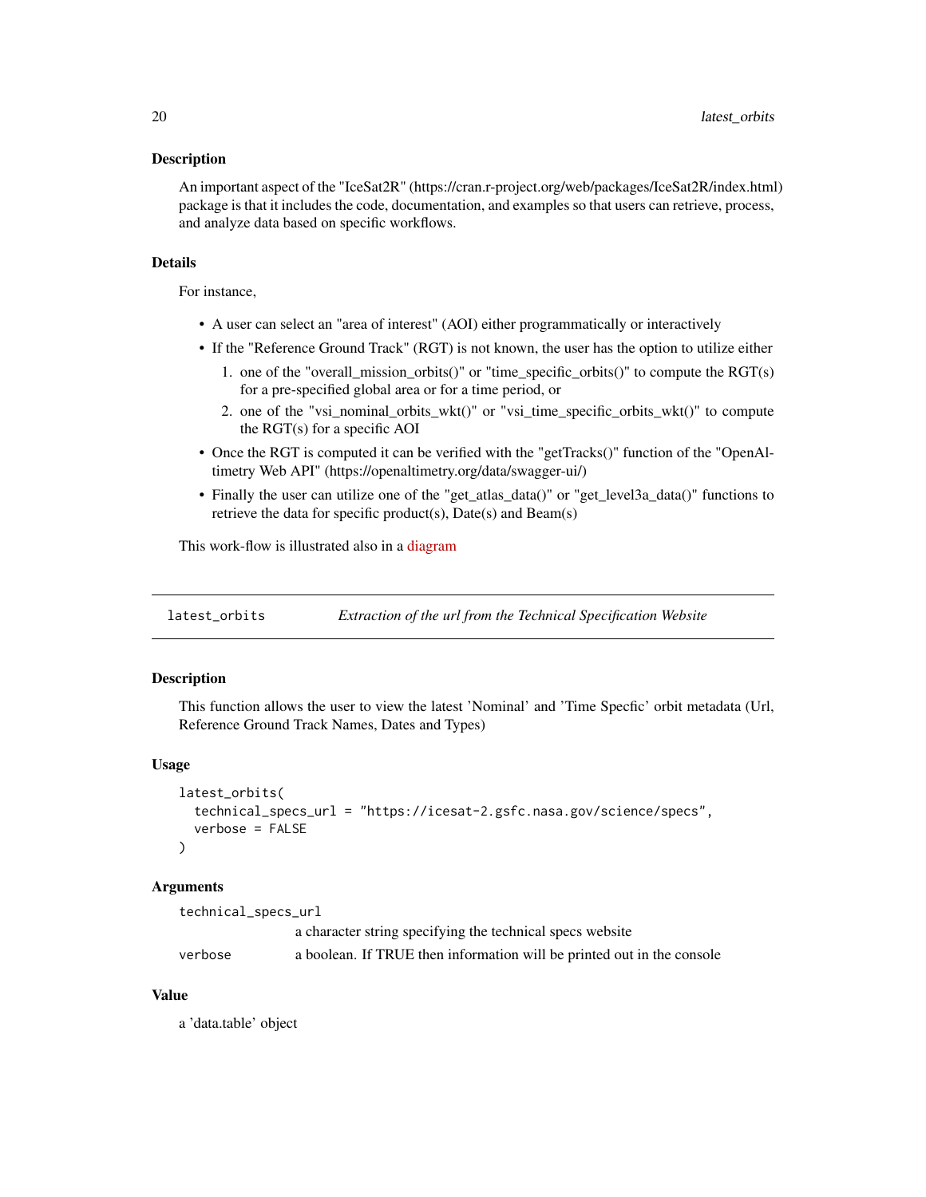### Description

An important aspect of the "IceSat2R" (https://cran.r-project.org/web/packages/IceSat2R/index.html) package is that it includes the code, documentation, and examples so that users can retrieve, process, and analyze data based on specific workflows.

### Details

For instance,

- A user can select an "area of interest" (AOI) either programmatically or interactively
- If the "Reference Ground Track" (RGT) is not known, the user has the option to utilize either
  1. one of the "overall_mission_orbits()" or "time_specific_orbits()" to compute the RGT(s) for a pre-specified global area or for a time period, or
  2. one of the "vsi_nominal_orbits_wkt()" or "vsi_time_specific_orbits_wkt()" to compute the RGT(s) for a specific AOI
- Once the RGT is computed it can be verified with the "getTracks()" function of the "OpenAltimetry Web API" (https://openaltimetry.org/data/swagger-ui/)
- Finally the user can utilize one of the "get_atlas_data()" or "get_level3a_data()" functions to retrieve the data for specific product(s), Date(s) and Beam(s)

This work-flow is illustrated also in a diagram

---

## latest_orbits &nbsp;&nbsp;&nbsp; *Extraction of the url from the Technical Specification Website*

### Description

This function allows the user to view the latest 'Nominal' and 'Time Specfic' orbit metadata (Url, Reference Ground Track Names, Dates and Types)

### Usage

```
latest_orbits(
  technical_specs_url = "https://icesat-2.gsfc.nasa.gov/science/specs",
  verbose = FALSE
)
```

### Arguments

| | |
|---|---|
| `technical_specs_url` | a character string specifying the technical specs website |
| `verbose` | a boolean. If TRUE then information will be printed out in the console |

### Value

a 'data.table' object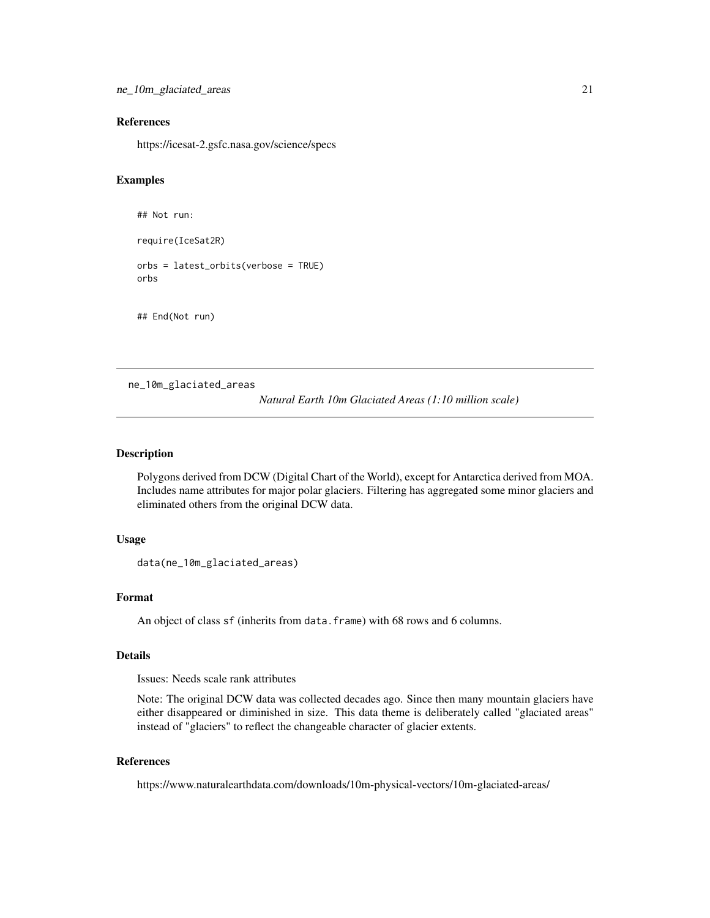## References

https://icesat-2.gsfc.nasa.gov/science/specs

## Examples

```
## Not run:

require(IceSat2R)

orbs = latest_orbits(verbose = TRUE)
orbs


## End(Not run)
```

---

# ne_10m_glaciated_areas

*Natural Earth 10m Glaciated Areas (1:10 million scale)*

## Description

Polygons derived from DCW (Digital Chart of the World), except for Antarctica derived from MOA. Includes name attributes for major polar glaciers. Filtering has aggregated some minor glaciers and eliminated others from the original DCW data.

## Usage

```
data(ne_10m_glaciated_areas)
```

## Format

An object of class `sf` (inherits from `data.frame`) with 68 rows and 6 columns.

## Details

Issues: Needs scale rank attributes

Note: The original DCW data was collected decades ago. Since then many mountain glaciers have either disappeared or diminished in size. This data theme is deliberately called "glaciated areas" instead of "glaciers" to reflect the changeable character of glacier extents.

## References

https://www.naturalearthdata.com/downloads/10m-physical-vectors/10m-glaciated-areas/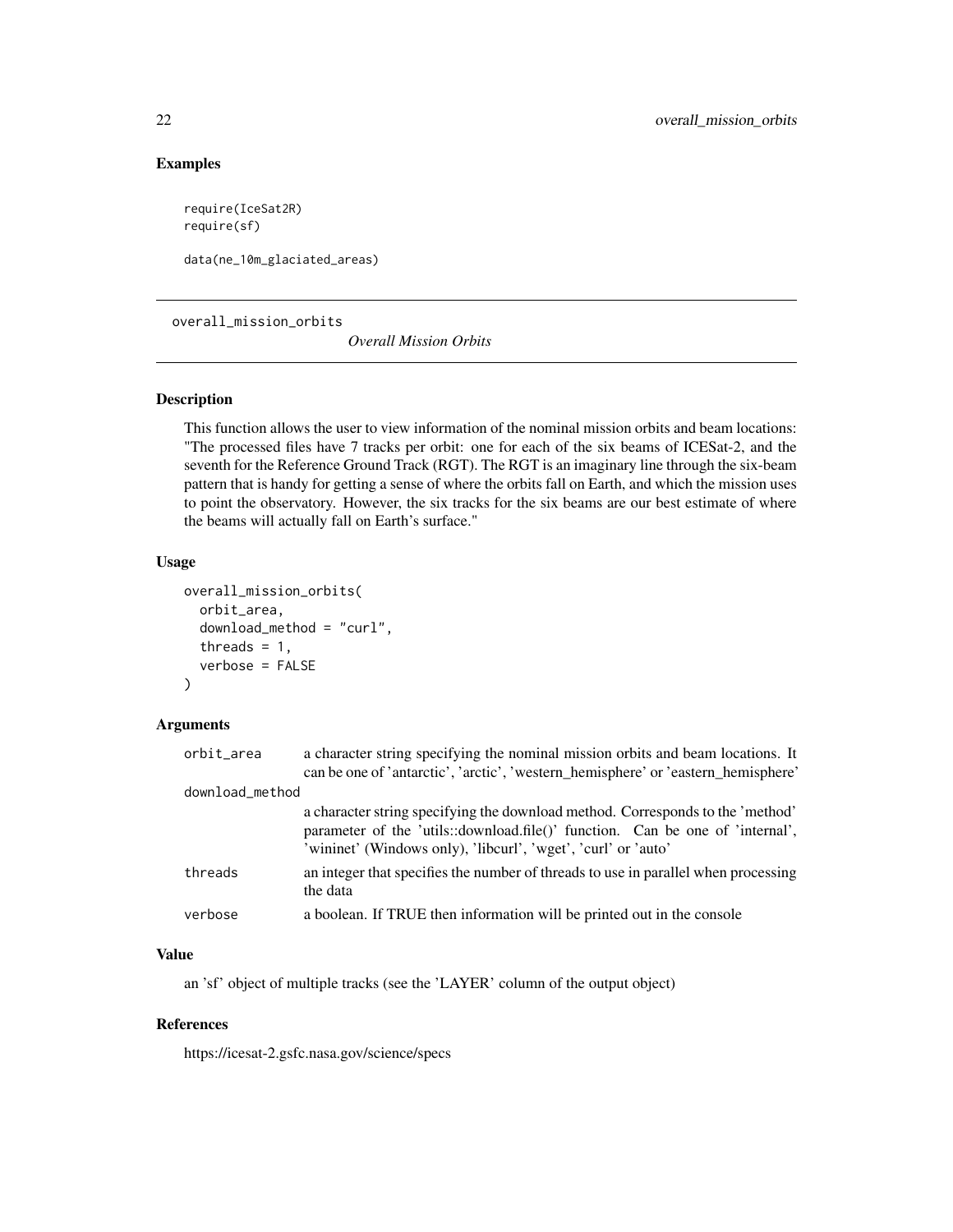## Examples

```
require(IceSat2R)
require(sf)

data(ne_10m_glaciated_areas)
```

---

# overall_mission_orbits *Overall Mission Orbits*

---

### Description

This function allows the user to view information of the nominal mission orbits and beam locations: "The processed files have 7 tracks per orbit: one for each of the six beams of ICESat-2, and the seventh for the Reference Ground Track (RGT). The RGT is an imaginary line through the six-beam pattern that is handy for getting a sense of where the orbits fall on Earth, and which the mission uses to point the observatory. However, the six tracks for the six beams are our best estimate of where the beams will actually fall on Earth's surface."

### Usage

```
overall_mission_orbits(
  orbit_area,
  download_method = "curl",
  threads = 1,
  verbose = FALSE
)
```

### Arguments

| | |
|---|---|
| orbit_area | a character string specifying the nominal mission orbits and beam locations. It can be one of 'antarctic', 'arctic', 'western_hemisphere' or 'eastern_hemisphere' |
| download_method | a character string specifying the download method. Corresponds to the 'method' parameter of the 'utils::download.file()' function. Can be one of 'internal', 'wininet' (Windows only), 'libcurl', 'wget', 'curl' or 'auto' |
| threads | an integer that specifies the number of threads to use in parallel when processing the data |
| verbose | a boolean. If TRUE then information will be printed out in the console |

### Value

an 'sf' object of multiple tracks (see the 'LAYER' column of the output object)

### References

https://icesat-2.gsfc.nasa.gov/science/specs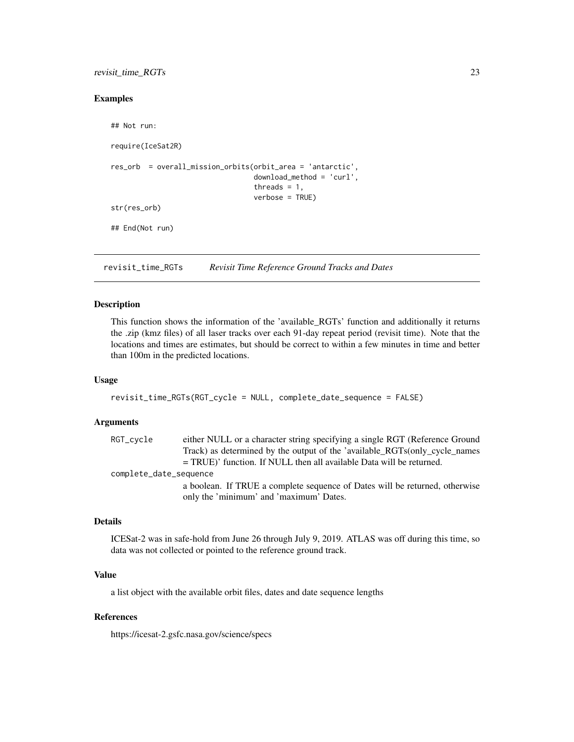### Examples

```
## Not run:

require(IceSat2R)

res_orb  = overall_mission_orbits(orbit_area = 'antarctic',
                                  download_method = 'curl',
                                  threads = 1,
                                  verbose = TRUE)
str(res_orb)

## End(Not run)
```

## revisit_time_RGTs    *Revisit Time Reference Ground Tracks and Dates*

### Description

This function shows the information of the 'available_RGTs' function and additionally it returns the .zip (kmz files) of all laser tracks over each 91-day repeat period (revisit time). Note that the locations and times are estimates, but should be correct to within a few minutes in time and better than 100m in the predicted locations.

### Usage

```
revisit_time_RGTs(RGT_cycle = NULL, complete_date_sequence = FALSE)
```

### Arguments

| | |
|---|---|
| RGT_cycle | either NULL or a character string specifying a single RGT (Reference Ground Track) as determined by the output of the 'available_RGTs(only_cycle_names = TRUE)' function. If NULL then all available Data will be returned. |
| complete_date_sequence | a boolean. If TRUE a complete sequence of Dates will be returned, otherwise only the 'minimum' and 'maximum' Dates. |

### Details

ICESat-2 was in safe-hold from June 26 through July 9, 2019. ATLAS was off during this time, so data was not collected or pointed to the reference ground track.

### Value

a list object with the available orbit files, dates and date sequence lengths

### References

https://icesat-2.gsfc.nasa.gov/science/specs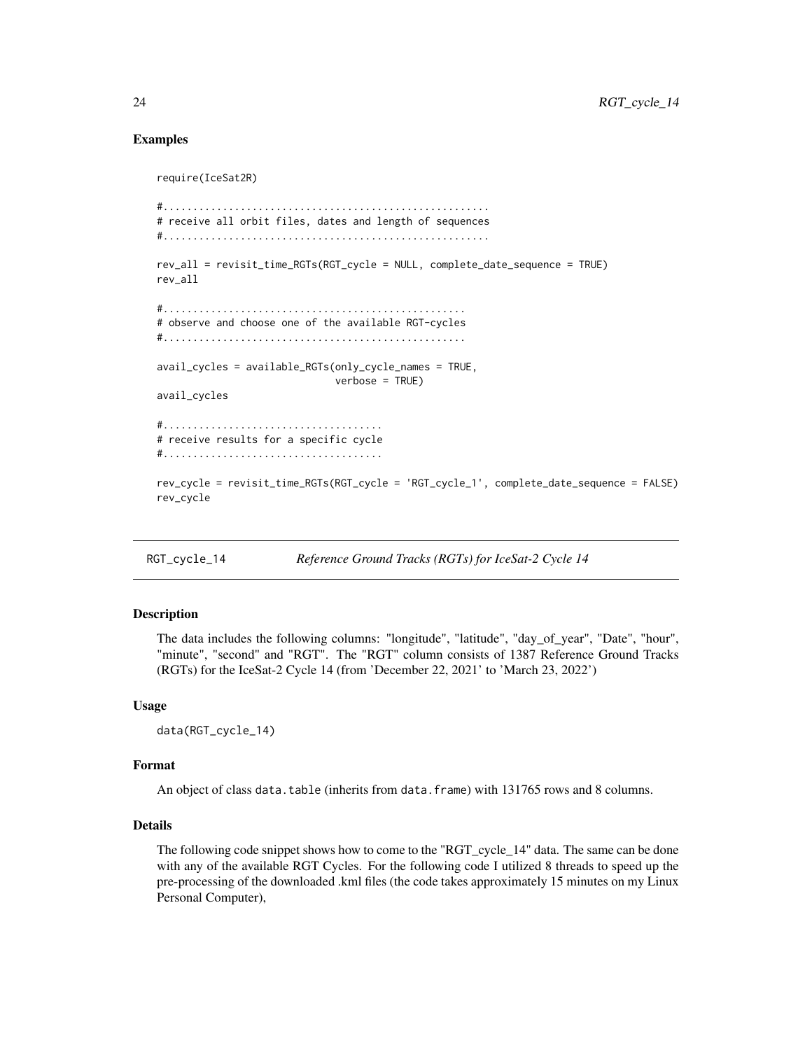### Examples

```
require(IceSat2R)

#......................................................
# receive all orbit files, dates and length of sequences
#......................................................

rev_all = revisit_time_RGTs(RGT_cycle = NULL, complete_date_sequence = TRUE)
rev_all

#.................................................
# observe and choose one of the available RGT-cycles
#.................................................

avail_cycles = available_RGTs(only_cycle_names = TRUE,
                              verbose = TRUE)
avail_cycles

#....................................
# receive results for a specific cycle
#....................................

rev_cycle = revisit_time_RGTs(RGT_cycle = 'RGT_cycle_1', complete_date_sequence = FALSE)
rev_cycle
```

---

## RGT_cycle_14 — *Reference Ground Tracks (RGTs) for IceSat-2 Cycle 14*

### Description

The data includes the following columns: "longitude", "latitude", "day_of_year", "Date", "hour", "minute", "second" and "RGT". The "RGT" column consists of 1387 Reference Ground Tracks (RGTs) for the IceSat-2 Cycle 14 (from 'December 22, 2021' to 'March 23, 2022')

### Usage

```
data(RGT_cycle_14)
```

### Format

An object of class `data.table` (inherits from `data.frame`) with 131765 rows and 8 columns.

### Details

The following code snippet shows how to come to the "RGT_cycle_14" data. The same can be done with any of the available RGT Cycles. For the following code I utilized 8 threads to speed up the pre-processing of the downloaded .kml files (the code takes approximately 15 minutes on my Linux Personal Computer),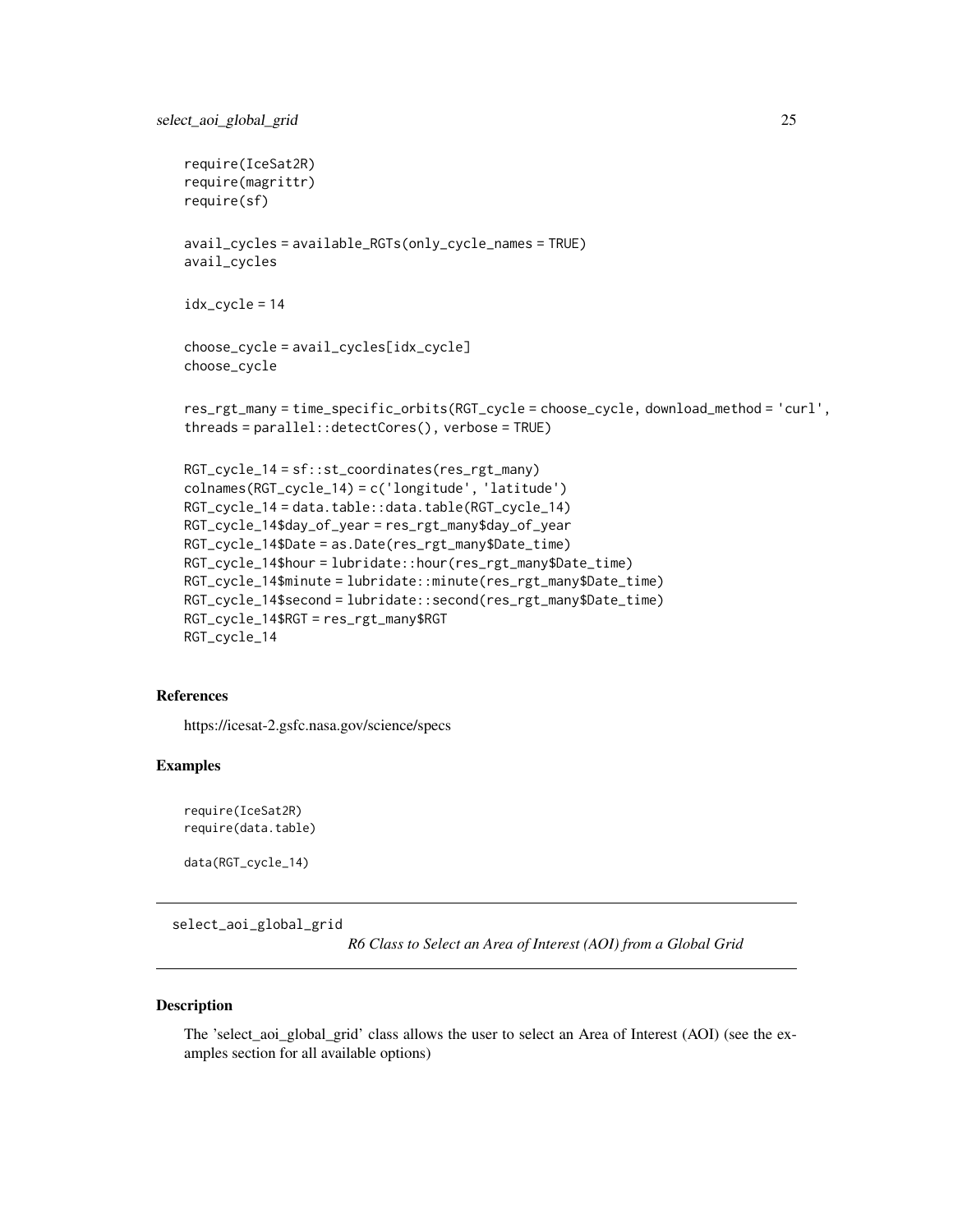```
require(IceSat2R)
require(magrittr)
require(sf)

avail_cycles = available_RGTs(only_cycle_names = TRUE)
avail_cycles

idx_cycle = 14

choose_cycle = avail_cycles[idx_cycle]
choose_cycle

res_rgt_many = time_specific_orbits(RGT_cycle = choose_cycle, download_method = 'curl',
threads = parallel::detectCores(), verbose = TRUE)

RGT_cycle_14 = sf::st_coordinates(res_rgt_many)
colnames(RGT_cycle_14) = c('longitude', 'latitude')
RGT_cycle_14 = data.table::data.table(RGT_cycle_14)
RGT_cycle_14$day_of_year = res_rgt_many$day_of_year
RGT_cycle_14$Date = as.Date(res_rgt_many$Date_time)
RGT_cycle_14$hour = lubridate::hour(res_rgt_many$Date_time)
RGT_cycle_14$minute = lubridate::minute(res_rgt_many$Date_time)
RGT_cycle_14$second = lubridate::second(res_rgt_many$Date_time)
RGT_cycle_14$RGT = res_rgt_many$RGT
RGT_cycle_14
```

### References

https://icesat-2.gsfc.nasa.gov/science/specs

### Examples

```
require(IceSat2R)
require(data.table)

data(RGT_cycle_14)
```

---

## select_aoi_global_grid

*R6 Class to Select an Area of Interest (AOI) from a Global Grid*

---

### Description

The 'select_aoi_global_grid' class allows the user to select an Area of Interest (AOI) (see the examples section for all available options)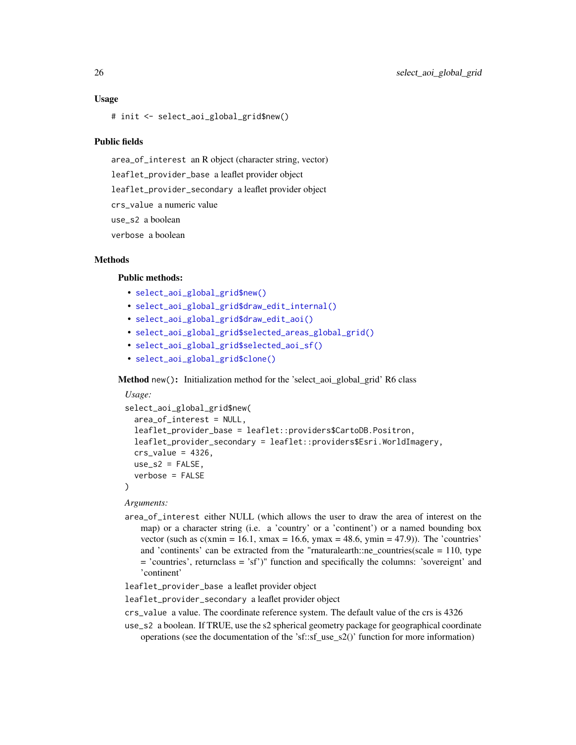### Usage

```
# init <- select_aoi_global_grid$new()
```

### Public fields

`area_of_interest` an R object (character string, vector)

`leaflet_provider_base` a leaflet provider object

`leaflet_provider_secondary` a leaflet provider object

`crs_value` a numeric value

`use_s2` a boolean

`verbose` a boolean

### Methods

#### Public methods:

- `select_aoi_global_grid$new()`
- `select_aoi_global_grid$draw_edit_internal()`
- `select_aoi_global_grid$draw_edit_aoi()`
- `select_aoi_global_grid$selected_areas_global_grid()`
- `select_aoi_global_grid$selected_aoi_sf()`
- `select_aoi_global_grid$clone()`

**Method** `new()`**:** Initialization method for the 'select_aoi_global_grid' R6 class

*Usage:*

```
select_aoi_global_grid$new(
  area_of_interest = NULL,
  leaflet_provider_base = leaflet::providers$CartoDB.Positron,
  leaflet_provider_secondary = leaflet::providers$Esri.WorldImagery,
  crs_value = 4326,
  use_s2 = FALSE,
  verbose = FALSE
)
```

*Arguments:*

`area_of_interest` either NULL (which allows the user to draw the area of interest on the map) or a character string (i.e. a 'country' or a 'continent') or a named bounding box vector (such as c(xmin = 16.1, xmax = 16.6, ymax = 48.6, ymin = 47.9)). The 'countries' and 'continents' can be extracted from the "rnaturalearth::ne_countries(scale = 110, type = 'countries', returnclass = 'sf')" function and specifically the columns: 'sovereignt' and 'continent'

`leaflet_provider_base` a leaflet provider object

`leaflet_provider_secondary` a leaflet provider object

`crs_value` a value. The coordinate reference system. The default value of the crs is 4326

`use_s2` a boolean. If TRUE, use the s2 spherical geometry package for geographical coordinate operations (see the documentation of the 'sf::sf_use_s2()' function for more information)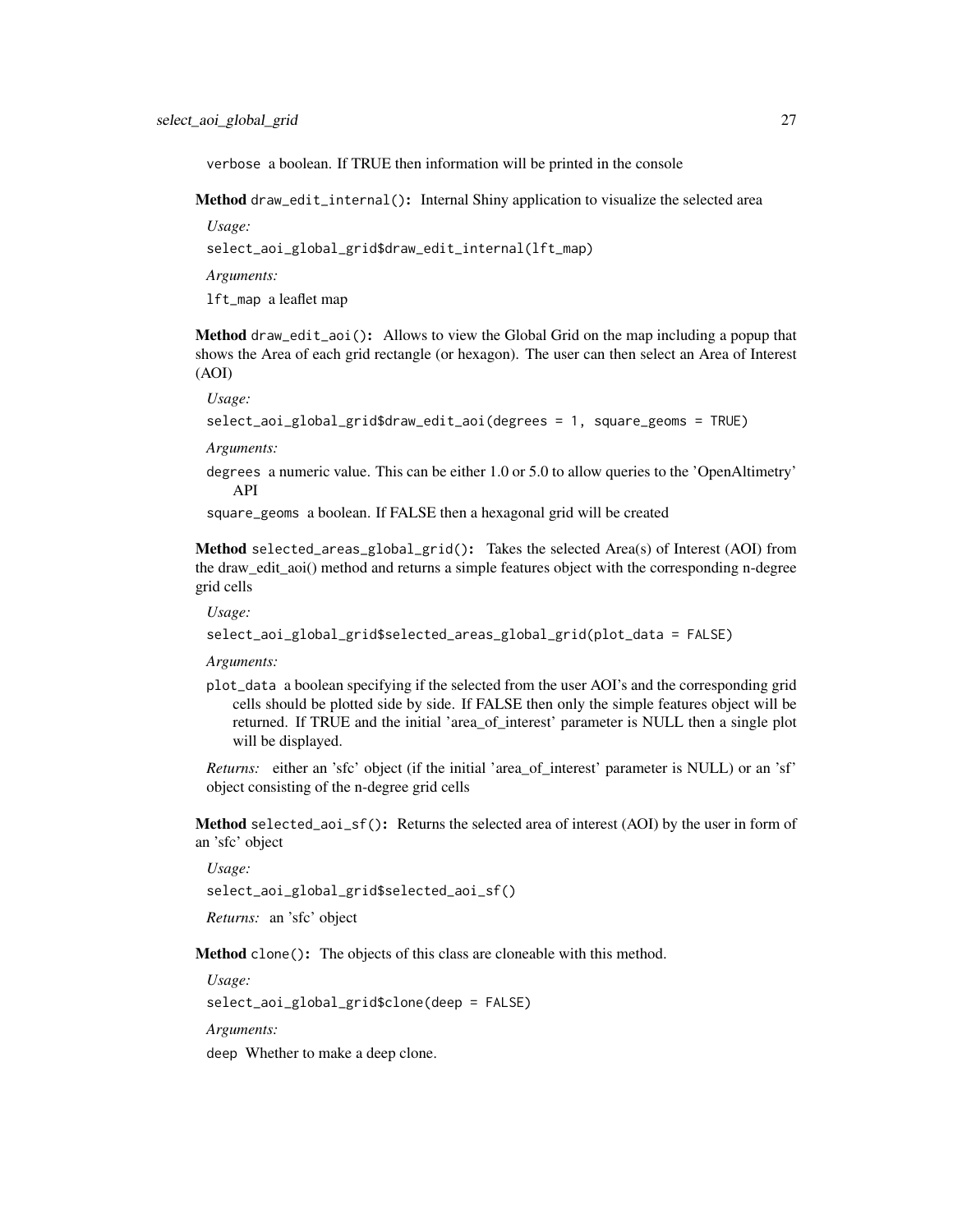`verbose` a boolean. If TRUE then information will be printed in the console

**Method** `draw_edit_internal()`**:** Internal Shiny application to visualize the selected area

*Usage:*

```
select_aoi_global_grid$draw_edit_internal(lft_map)
```

*Arguments:*

`lft_map` a leaflet map

**Method** `draw_edit_aoi()`**:** Allows to view the Global Grid on the map including a popup that shows the Area of each grid rectangle (or hexagon). The user can then select an Area of Interest (AOI)

*Usage:*

```
select_aoi_global_grid$draw_edit_aoi(degrees = 1, square_geoms = TRUE)
```

*Arguments:*

`degrees` a numeric value. This can be either 1.0 or 5.0 to allow queries to the 'OpenAltimetry' API

`square_geoms` a boolean. If FALSE then a hexagonal grid will be created

**Method** `selected_areas_global_grid()`**:** Takes the selected Area(s) of Interest (AOI) from the draw_edit_aoi() method and returns a simple features object with the corresponding n-degree grid cells

*Usage:*

```
select_aoi_global_grid$selected_areas_global_grid(plot_data = FALSE)
```

*Arguments:*

`plot_data` a boolean specifying if the selected from the user AOI's and the corresponding grid cells should be plotted side by side. If FALSE then only the simple features object will be returned. If TRUE and the initial 'area_of_interest' parameter is NULL then a single plot will be displayed.

*Returns:* either an 'sfc' object (if the initial 'area_of_interest' parameter is NULL) or an 'sf' object consisting of the n-degree grid cells

**Method** `selected_aoi_sf()`**:** Returns the selected area of interest (AOI) by the user in form of an 'sfc' object

*Usage:*

```
select_aoi_global_grid$selected_aoi_sf()
```

*Returns:* an 'sfc' object

**Method** `clone()`**:** The objects of this class are cloneable with this method.

*Usage:*

```
select_aoi_global_grid$clone(deep = FALSE)
```

*Arguments:*

`deep` Whether to make a deep clone.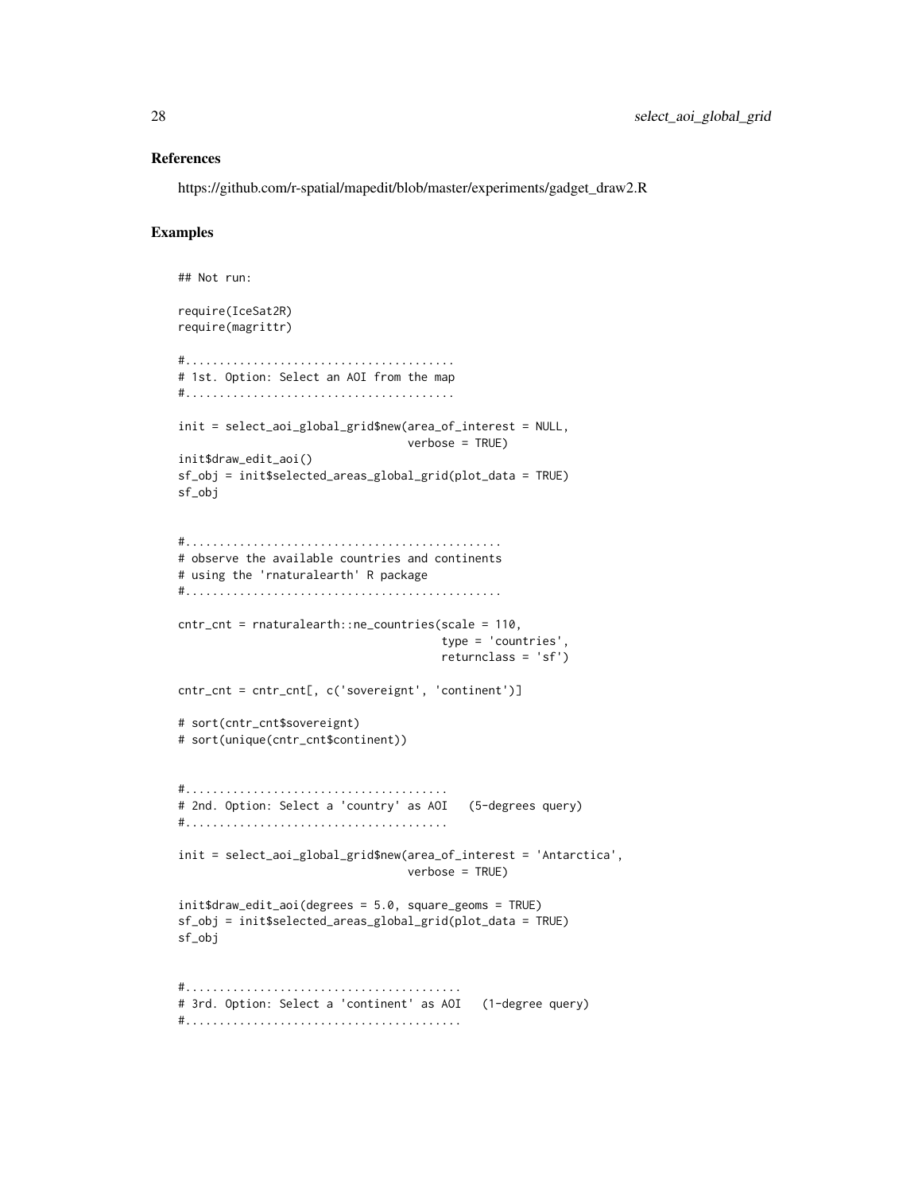## References

https://github.com/r-spatial/mapedit/blob/master/experiments/gadget_draw2.R

## Examples

```
## Not run:

require(IceSat2R)
require(magrittr)

#.......................................
# 1st. Option: Select an AOI from the map
#.......................................

init = select_aoi_global_grid$new(area_of_interest = NULL,
                                  verbose = TRUE)
init$draw_edit_aoi()
sf_obj = init$selected_areas_global_grid(plot_data = TRUE)
sf_obj


#..............................................
# observe the available countries and continents
# using the 'rnaturalearth' R package
#..............................................

cntr_cnt = rnaturalearth::ne_countries(scale = 110,
                                       type = 'countries',
                                       returnclass = 'sf')

cntr_cnt = cntr_cnt[, c('sovereignt', 'continent')]

# sort(cntr_cnt$sovereignt)
# sort(unique(cntr_cnt$continent))


#......................................
# 2nd. Option: Select a 'country' as AOI   (5-degrees query)
#......................................

init = select_aoi_global_grid$new(area_of_interest = 'Antarctica',
                                  verbose = TRUE)

init$draw_edit_aoi(degrees = 5.0, square_geoms = TRUE)
sf_obj = init$selected_areas_global_grid(plot_data = TRUE)
sf_obj


#........................................
# 3rd. Option: Select a 'continent' as AOI   (1-degree query)
#........................................
```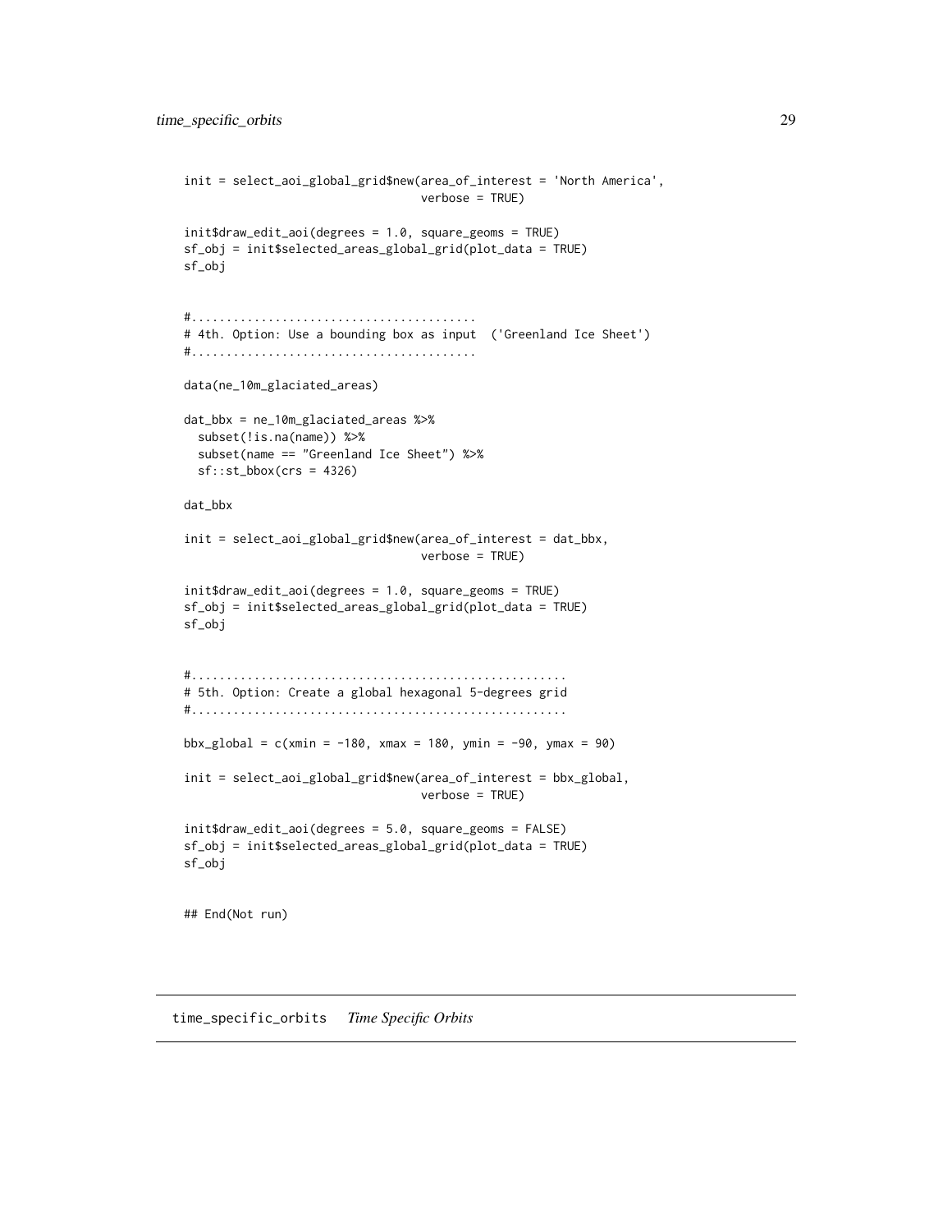```
init = select_aoi_global_grid$new(area_of_interest = 'North America',
                                  verbose = TRUE)

init$draw_edit_aoi(degrees = 1.0, square_geoms = TRUE)
sf_obj = init$selected_areas_global_grid(plot_data = TRUE)
sf_obj


#........................................
# 4th. Option: Use a bounding box as input  ('Greenland Ice Sheet')
#........................................

data(ne_10m_glaciated_areas)

dat_bbx = ne_10m_glaciated_areas %>%
  subset(!is.na(name)) %>%
  subset(name == "Greenland Ice Sheet") %>%
  sf::st_bbox(crs = 4326)

dat_bbx

init = select_aoi_global_grid$new(area_of_interest = dat_bbx,
                                  verbose = TRUE)

init$draw_edit_aoi(degrees = 1.0, square_geoms = TRUE)
sf_obj = init$selected_areas_global_grid(plot_data = TRUE)
sf_obj


#......................................................
# 5th. Option: Create a global hexagonal 5-degrees grid
#......................................................

bbx_global = c(xmin = -180, xmax = 180, ymin = -90, ymax = 90)

init = select_aoi_global_grid$new(area_of_interest = bbx_global,
                                  verbose = TRUE)

init$draw_edit_aoi(degrees = 5.0, square_geoms = FALSE)
sf_obj = init$selected_areas_global_grid(plot_data = TRUE)
sf_obj


## End(Not run)
```

---

`time_specific_orbits` *Time Specific Orbits*

---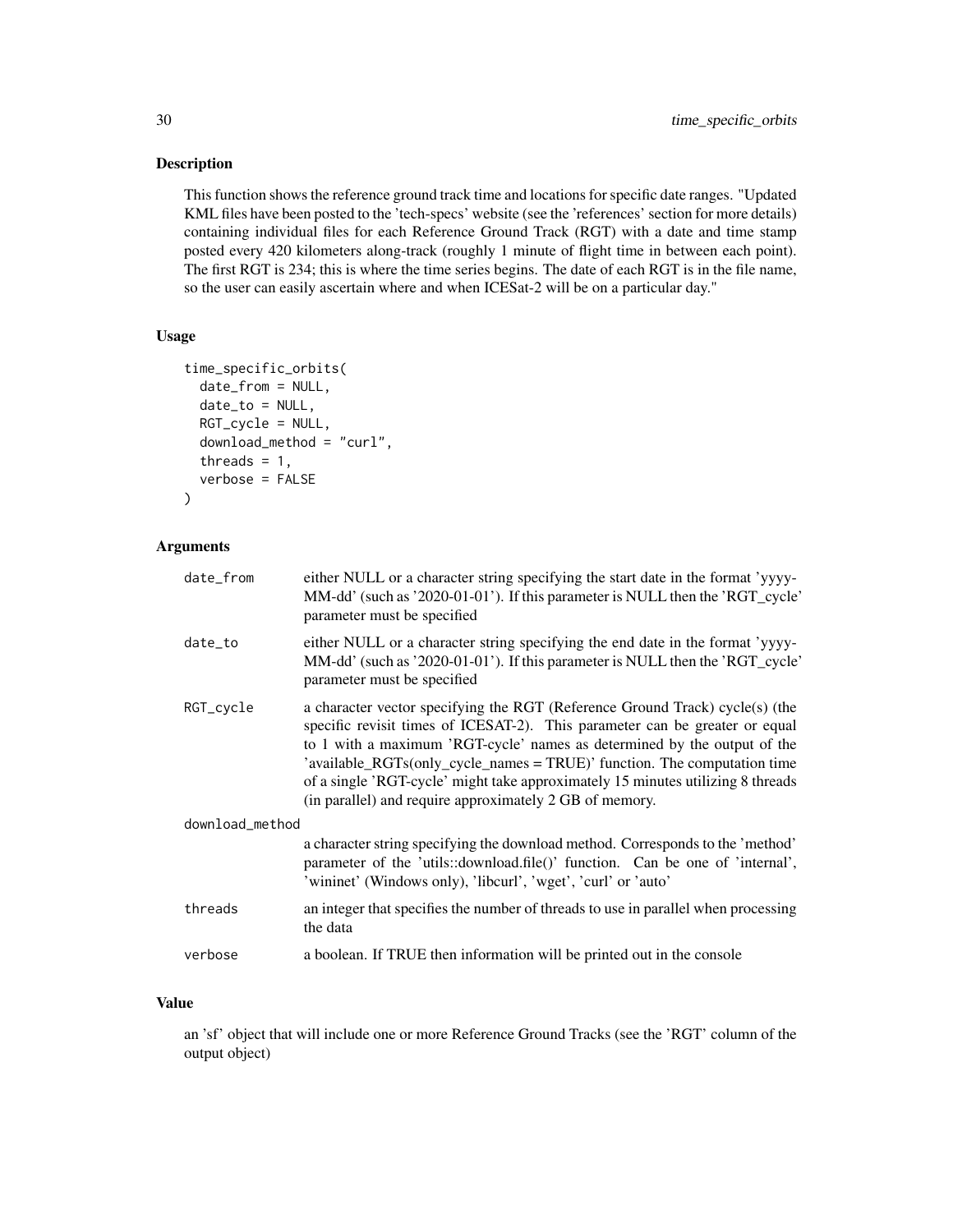## Description

This function shows the reference ground track time and locations for specific date ranges. "Updated KML files have been posted to the 'tech-specs' website (see the 'references' section for more details) containing individual files for each Reference Ground Track (RGT) with a date and time stamp posted every 420 kilometers along-track (roughly 1 minute of flight time in between each point). The first RGT is 234; this is where the time series begins. The date of each RGT is in the file name, so the user can easily ascertain where and when ICESat-2 will be on a particular day."

## Usage

```
time_specific_orbits(
  date_from = NULL,
  date_to = NULL,
  RGT_cycle = NULL,
  download_method = "curl",
  threads = 1,
  verbose = FALSE
)
```

## Arguments

| | |
|---|---|
| date_from | either NULL or a character string specifying the start date in the format 'yyyy-MM-dd' (such as '2020-01-01'). If this parameter is NULL then the 'RGT_cycle' parameter must be specified |
| date_to | either NULL or a character string specifying the end date in the format 'yyyy-MM-dd' (such as '2020-01-01'). If this parameter is NULL then the 'RGT_cycle' parameter must be specified |
| RGT_cycle | a character vector specifying the RGT (Reference Ground Track) cycle(s) (the specific revisit times of ICESAT-2). This parameter can be greater or equal to 1 with a maximum 'RGT-cycle' names as determined by the output of the 'available_RGTs(only_cycle_names = TRUE)' function. The computation time of a single 'RGT-cycle' might take approximately 15 minutes utilizing 8 threads (in parallel) and require approximately 2 GB of memory. |
| download_method | a character string specifying the download method. Corresponds to the 'method' parameter of the 'utils::download.file()' function. Can be one of 'internal', 'wininet' (Windows only), 'libcurl', 'wget', 'curl' or 'auto' |
| threads | an integer that specifies the number of threads to use in parallel when processing the data |
| verbose | a boolean. If TRUE then information will be printed out in the console |

## Value

an 'sf' object that will include one or more Reference Ground Tracks (see the 'RGT' column of the output object)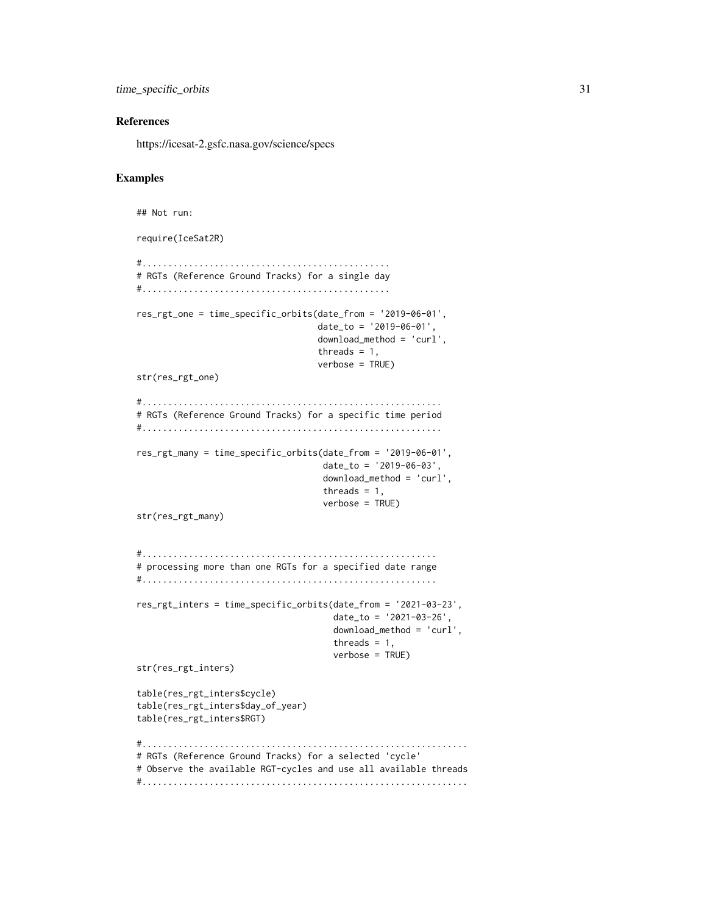### References

https://icesat-2.gsfc.nasa.gov/science/specs

### Examples

```
## Not run:

require(IceSat2R)

#...............................................
# RGTs (Reference Ground Tracks) for a single day
#...............................................

res_rgt_one = time_specific_orbits(date_from = '2019-06-01',
                                   date_to = '2019-06-01',
                                   download_method = 'curl',
                                   threads = 1,
                                   verbose = TRUE)
str(res_rgt_one)

#.........................................................
# RGTs (Reference Ground Tracks) for a specific time period
#.........................................................

res_rgt_many = time_specific_orbits(date_from = '2019-06-01',
                                    date_to = '2019-06-03',
                                    download_method = 'curl',
                                    threads = 1,
                                    verbose = TRUE)
str(res_rgt_many)


#........................................................
# processing more than one RGTs for a specified date range
#........................................................

res_rgt_inters = time_specific_orbits(date_from = '2021-03-23',
                                      date_to = '2021-03-26',
                                      download_method = 'curl',
                                      threads = 1,
                                      verbose = TRUE)
str(res_rgt_inters)

table(res_rgt_inters$cycle)
table(res_rgt_inters$day_of_year)
table(res_rgt_inters$RGT)

#..............................................................
# RGTs (Reference Ground Tracks) for a selected 'cycle'
# Observe the available RGT-cycles and use all available threads
#..............................................................
```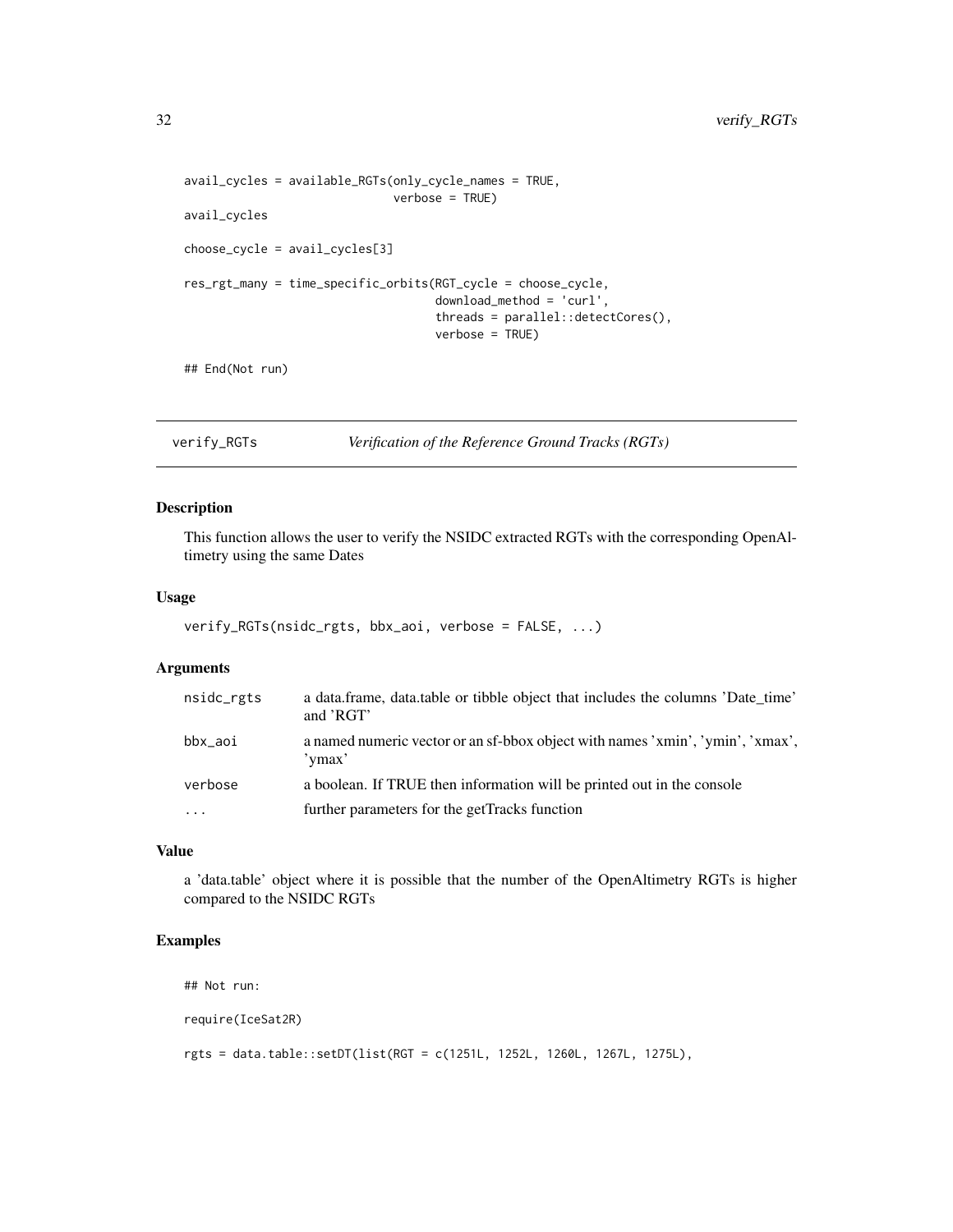```
avail_cycles = available_RGTs(only_cycle_names = TRUE,
                              verbose = TRUE)
avail_cycles

choose_cycle = avail_cycles[3]

res_rgt_many = time_specific_orbits(RGT_cycle = choose_cycle,
                                    download_method = 'curl',
                                    threads = parallel::detectCores(),
                                    verbose = TRUE)

## End(Not run)
```

---

## verify_RGTs — *Verification of the Reference Ground Tracks (RGTs)*

### Description

This function allows the user to verify the NSIDC extracted RGTs with the corresponding OpenAltimetry using the same Dates

### Usage

```
verify_RGTs(nsidc_rgts, bbx_aoi, verbose = FALSE, ...)
```

### Arguments

| | |
|---|---|
| nsidc_rgts | a data.frame, data.table or tibble object that includes the columns 'Date_time' and 'RGT' |
| bbx_aoi | a named numeric vector or an sf-bbox object with names 'xmin', 'ymin', 'xmax', 'ymax' |
| verbose | a boolean. If TRUE then information will be printed out in the console |
| ... | further parameters for the getTracks function |

### Value

a 'data.table' object where it is possible that the number of the OpenAltimetry RGTs is higher compared to the NSIDC RGTs

### Examples

```
## Not run:

require(IceSat2R)

rgts = data.table::setDT(list(RGT = c(1251L, 1252L, 1260L, 1267L, 1275L),
```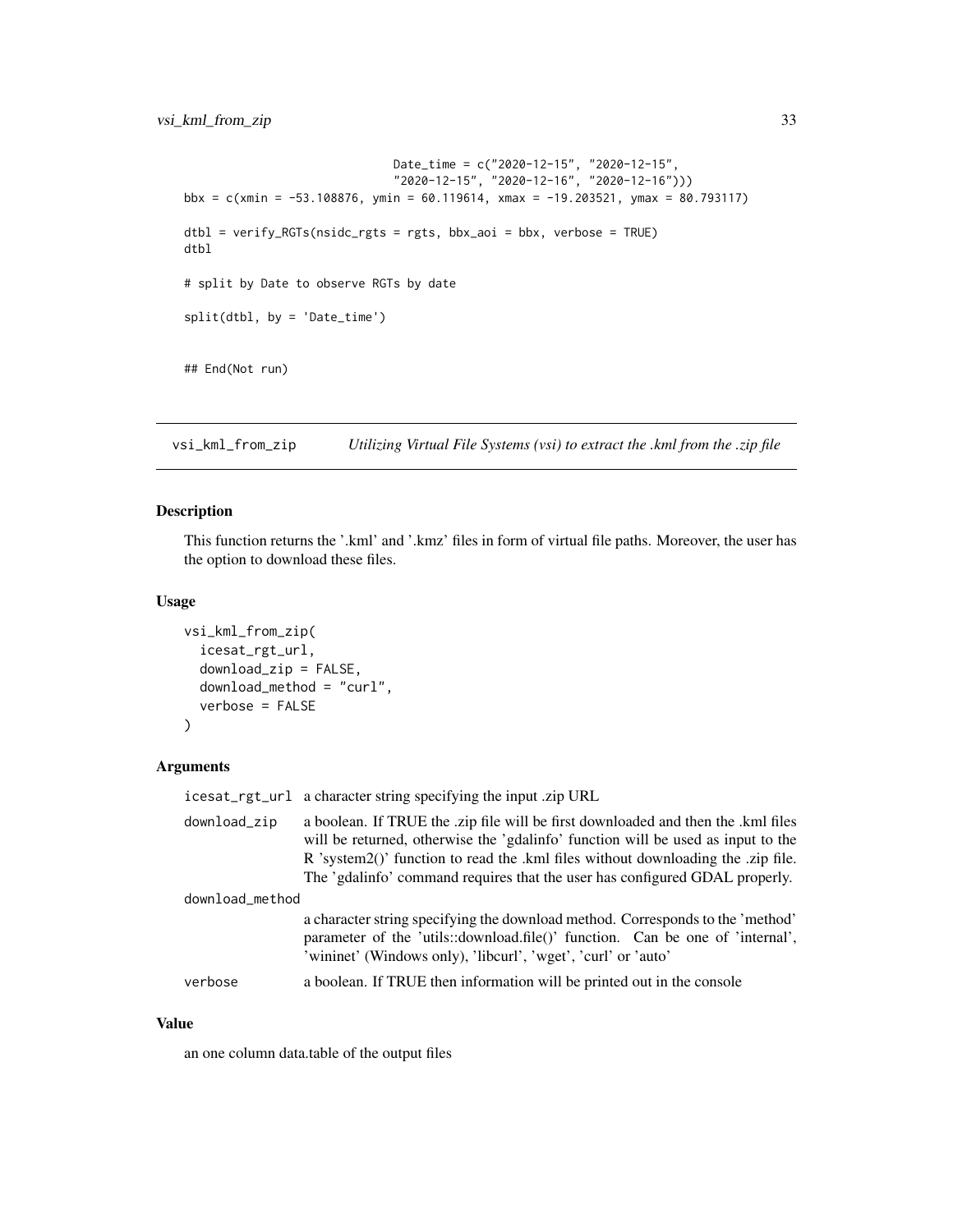```
                              Date_time = c("2020-12-15", "2020-12-15",
                              "2020-12-15", "2020-12-16", "2020-12-16")))
bbx = c(xmin = -53.108876, ymin = 60.119614, xmax = -19.203521, ymax = 80.793117)

dtbl = verify_RGTs(nsidc_rgts = rgts, bbx_aoi = bbx, verbose = TRUE)
dtbl

# split by Date to observe RGTs by date

split(dtbl, by = 'Date_time')


## End(Not run)
```

## vsi_kml_from_zip — *Utilizing Virtual File Systems (vsi) to extract the .kml from the .zip file*

### Description

This function returns the '.kml' and '.kmz' files in form of virtual file paths. Moreover, the user has the option to download these files.

### Usage

```
vsi_kml_from_zip(
  icesat_rgt_url,
  download_zip = FALSE,
  download_method = "curl",
  verbose = FALSE
)
```

### Arguments

| | |
|---|---|
| `icesat_rgt_url` | a character string specifying the input .zip URL |
| `download_zip` | a boolean. If TRUE the .zip file will be first downloaded and then the .kml files will be returned, otherwise the 'gdalinfo' function will be used as input to the R 'system2()' function to read the .kml files without downloading the .zip file. The 'gdalinfo' command requires that the user has configured GDAL properly. |
| `download_method` | a character string specifying the download method. Corresponds to the 'method' parameter of the 'utils::download.file()' function. Can be one of 'internal', 'wininet' (Windows only), 'libcurl', 'wget', 'curl' or 'auto' |
| `verbose` | a boolean. If TRUE then information will be printed out in the console |

### Value

an one column data.table of the output files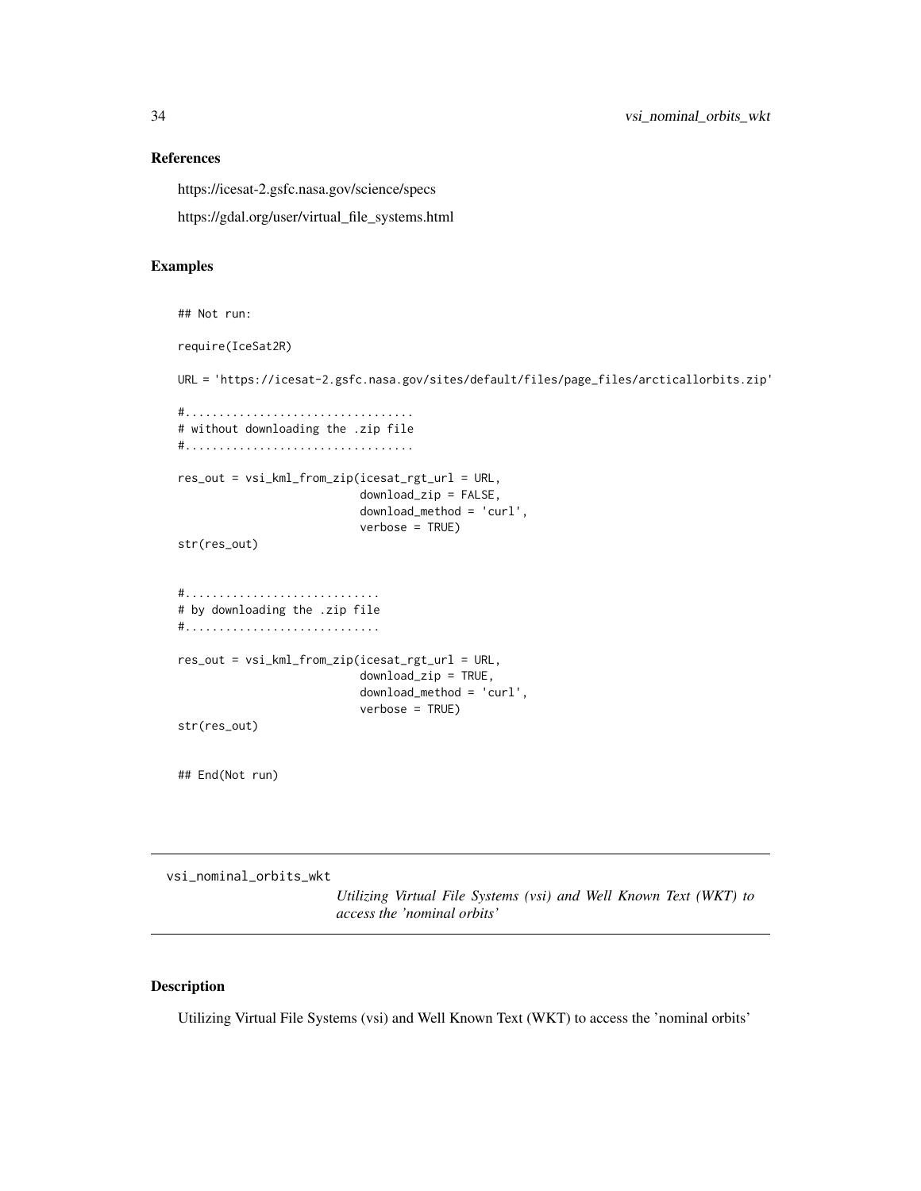### References

https://icesat-2.gsfc.nasa.gov/science/specs

https://gdal.org/user/virtual_file_systems.html

### Examples

```
## Not run:

require(IceSat2R)

URL = 'https://icesat-2.gsfc.nasa.gov/sites/default/files/page_files/arcticallorbits.zip'

#.................................
# without downloading the .zip file
#.................................

res_out = vsi_kml_from_zip(icesat_rgt_url = URL,
                           download_zip = FALSE,
                           download_method = 'curl',
                           verbose = TRUE)
str(res_out)


#............................
# by downloading the .zip file
#............................

res_out = vsi_kml_from_zip(icesat_rgt_url = URL,
                           download_zip = TRUE,
                           download_method = 'curl',
                           verbose = TRUE)
str(res_out)


## End(Not run)
```

---

## vsi_nominal_orbits_wkt

*Utilizing Virtual File Systems (vsi) and Well Known Text (WKT) to access the 'nominal orbits'*

### Description

Utilizing Virtual File Systems (vsi) and Well Known Text (WKT) to access the 'nominal orbits'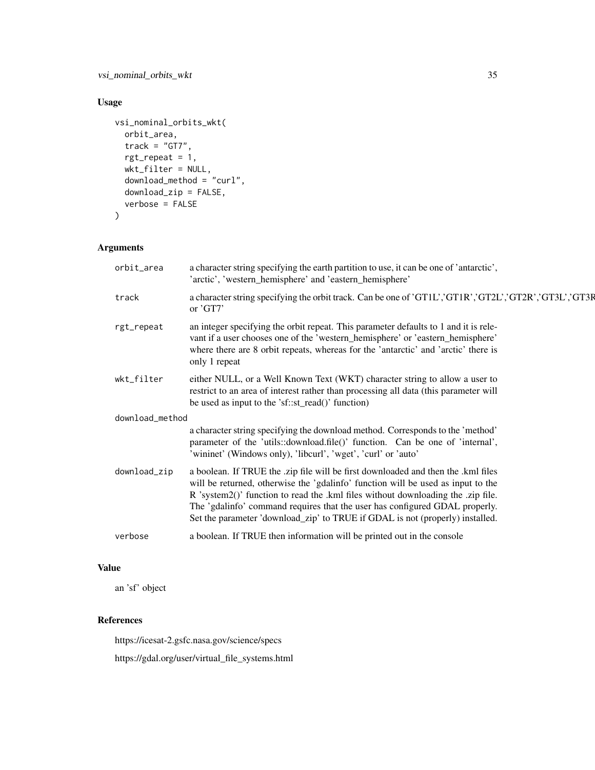## Usage

```
vsi_nominal_orbits_wkt(
  orbit_area,
  track = "GT7",
  rgt_repeat = 1,
  wkt_filter = NULL,
  download_method = "curl",
  download_zip = FALSE,
  verbose = FALSE
)
```

## Arguments

| Argument | Description |
| --- | --- |
| orbit_area | a character string specifying the earth partition to use, it can be one of 'antarctic', 'arctic', 'western_hemisphere' and 'eastern_hemisphere' |
| track | a character string specifying the orbit track. Can be one of 'GT1L','GT1R','GT2L','GT2R','GT3L','GT3R or 'GT7' |
| rgt_repeat | an integer specifying the orbit repeat. This parameter defaults to 1 and it is relevant if a user chooses one of the 'western_hemisphere' or 'eastern_hemisphere' where there are 8 orbit repeats, whereas for the 'antarctic' and 'arctic' there is only 1 repeat |
| wkt_filter | either NULL, or a Well Known Text (WKT) character string to allow a user to restrict to an area of interest rather than processing all data (this parameter will be used as input to the 'sf::st_read()' function) |
| download_method | a character string specifying the download method. Corresponds to the 'method' parameter of the 'utils::download.file()' function. Can be one of 'internal', 'wininet' (Windows only), 'libcurl', 'wget', 'curl' or 'auto' |
| download_zip | a boolean. If TRUE the .zip file will be first downloaded and then the .kml files will be returned, otherwise the 'gdalinfo' function will be used as input to the R 'system2()' function to read the .kml files without downloading the .zip file. The 'gdalinfo' command requires that the user has configured GDAL properly. Set the parameter 'download_zip' to TRUE if GDAL is not (properly) installed. |
| verbose | a boolean. If TRUE then information will be printed out in the console |

## Value

an 'sf' object

## References

https://icesat-2.gsfc.nasa.gov/science/specs

https://gdal.org/user/virtual_file_systems.html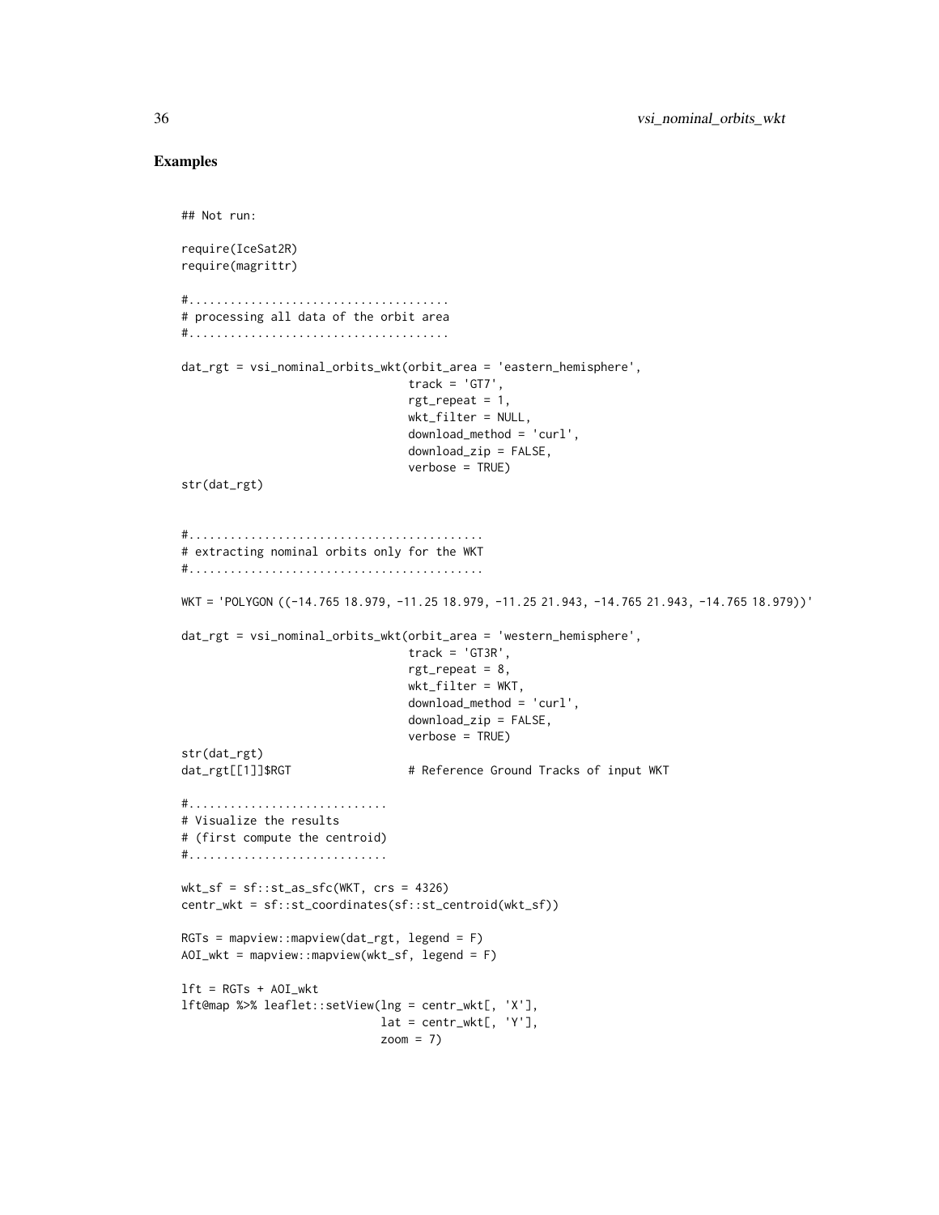## Examples

```
## Not run:

require(IceSat2R)
require(magrittr)

#....................................
# processing all data of the orbit area
#....................................

dat_rgt = vsi_nominal_orbits_wkt(orbit_area = 'eastern_hemisphere',
                                 track = 'GT7',
                                 rgt_repeat = 1,
                                 wkt_filter = NULL,
                                 download_method = 'curl',
                                 download_zip = FALSE,
                                 verbose = TRUE)
str(dat_rgt)


#.........................................
# extracting nominal orbits only for the WKT
#.........................................

WKT = 'POLYGON ((-14.765 18.979, -11.25 18.979, -11.25 21.943, -14.765 21.943, -14.765 18.979))'

dat_rgt = vsi_nominal_orbits_wkt(orbit_area = 'western_hemisphere',
                                 track = 'GT3R',
                                 rgt_repeat = 8,
                                 wkt_filter = WKT,
                                 download_method = 'curl',
                                 download_zip = FALSE,
                                 verbose = TRUE)
str(dat_rgt)
dat_rgt[[1]]$RGT                 # Reference Ground Tracks of input WKT

#............................
# Visualize the results
# (first compute the centroid)
#............................

wkt_sf = sf::st_as_sfc(WKT, crs = 4326)
centr_wkt = sf::st_coordinates(sf::st_centroid(wkt_sf))

RGTs = mapview::mapview(dat_rgt, legend = F)
AOI_wkt = mapview::mapview(wkt_sf, legend = F)

lft = RGTs + AOI_wkt
lft@map %>% leaflet::setView(lng = centr_wkt[, 'X'],
                             lat = centr_wkt[, 'Y'],
                             zoom = 7)
```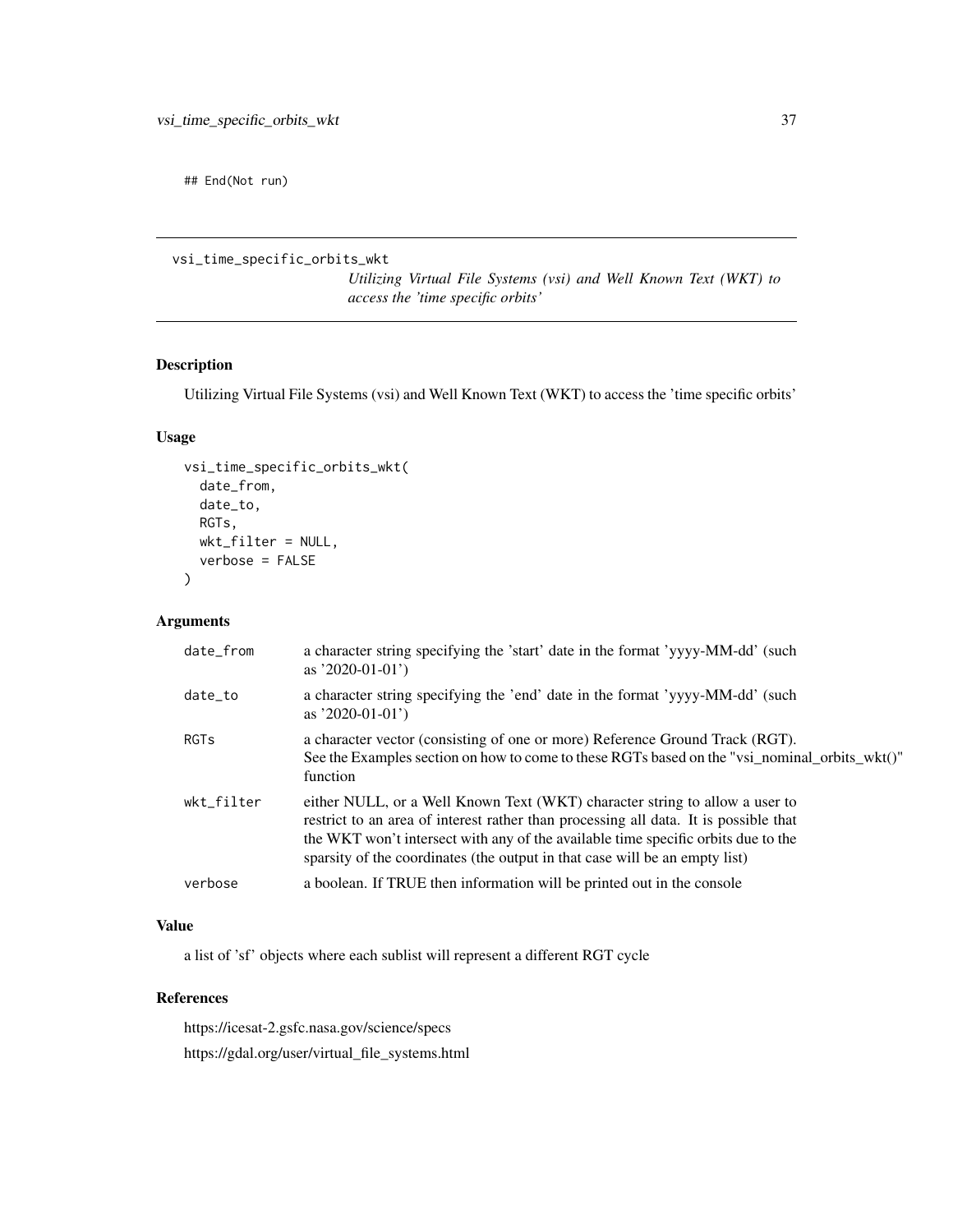```
## End(Not run)
```

---

## vsi_time_specific_orbits_wkt

*Utilizing Virtual File Systems (vsi) and Well Known Text (WKT) to access the 'time specific orbits'*

### Description

Utilizing Virtual File Systems (vsi) and Well Known Text (WKT) to access the 'time specific orbits'

### Usage

```
vsi_time_specific_orbits_wkt(
  date_from,
  date_to,
  RGTs,
  wkt_filter = NULL,
  verbose = FALSE
)
```

### Arguments

| Argument | Description |
|---|---|
| `date_from` | a character string specifying the 'start' date in the format 'yyyy-MM-dd' (such as '2020-01-01') |
| `date_to` | a character string specifying the 'end' date in the format 'yyyy-MM-dd' (such as '2020-01-01') |
| `RGTs` | a character vector (consisting of one or more) Reference Ground Track (RGT). See the Examples section on how to come to these RGTs based on the "vsi_nominal_orbits_wkt()" function |
| `wkt_filter` | either NULL, or a Well Known Text (WKT) character string to allow a user to restrict to an area of interest rather than processing all data. It is possible that the WKT won't intersect with any of the available time specific orbits due to the sparsity of the coordinates (the output in that case will be an empty list) |
| `verbose` | a boolean. If TRUE then information will be printed out in the console |

### Value

a list of 'sf' objects where each sublist will represent a different RGT cycle

### References

https://icesat-2.gsfc.nasa.gov/science/specs

https://gdal.org/user/virtual_file_systems.html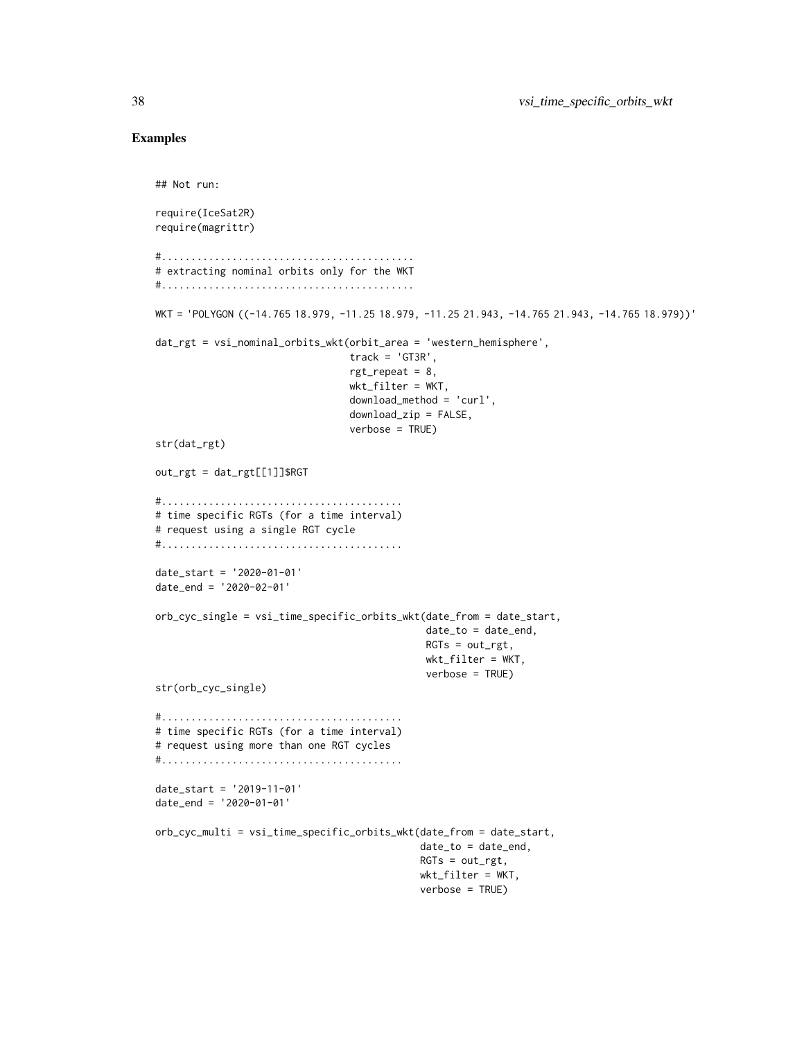## Examples

```
## Not run:

require(IceSat2R)
require(magrittr)

#...........................................
# extracting nominal orbits only for the WKT
#...........................................

WKT = 'POLYGON ((-14.765 18.979, -11.25 18.979, -11.25 21.943, -14.765 21.943, -14.765 18.979))'

dat_rgt = vsi_nominal_orbits_wkt(orbit_area = 'western_hemisphere',
                                 track = 'GT3R',
                                 rgt_repeat = 8,
                                 wkt_filter = WKT,
                                 download_method = 'curl',
                                 download_zip = FALSE,
                                 verbose = TRUE)
str(dat_rgt)

out_rgt = dat_rgt[[1]]$RGT

#.........................................
# time specific RGTs (for a time interval)
# request using a single RGT cycle
#.........................................

date_start = '2020-01-01'
date_end = '2020-02-01'

orb_cyc_single = vsi_time_specific_orbits_wkt(date_from = date_start,
                                              date_to = date_end,
                                              RGTs = out_rgt,
                                              wkt_filter = WKT,
                                              verbose = TRUE)
str(orb_cyc_single)

#.........................................
# time specific RGTs (for a time interval)
# request using more than one RGT cycles
#.........................................

date_start = '2019-11-01'
date_end = '2020-01-01'

orb_cyc_multi = vsi_time_specific_orbits_wkt(date_from = date_start,
                                             date_to = date_end,
                                             RGTs = out_rgt,
                                             wkt_filter = WKT,
                                             verbose = TRUE)
```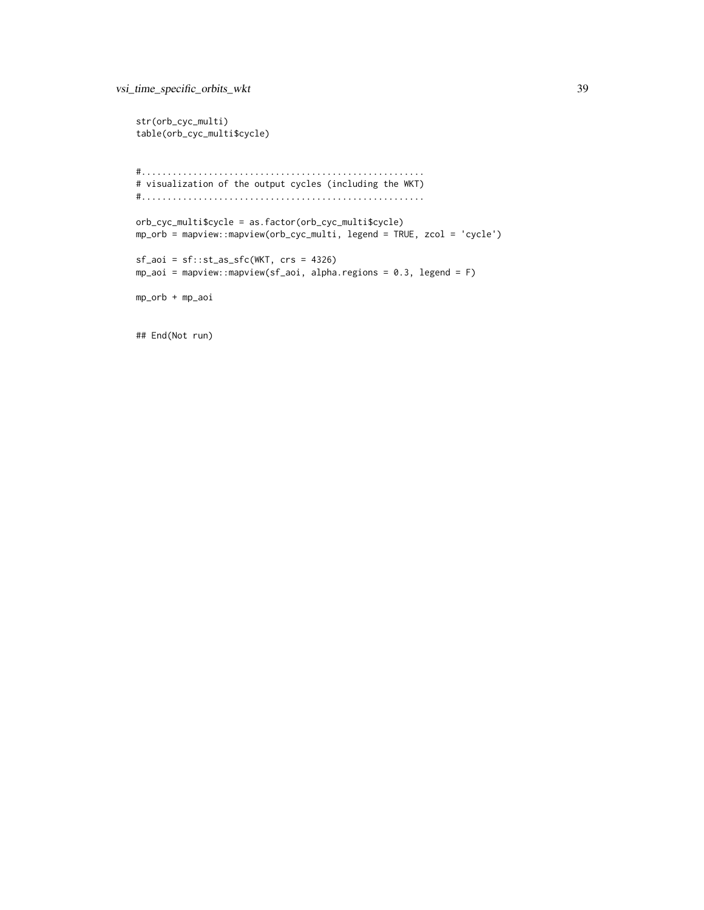```
str(orb_cyc_multi)
table(orb_cyc_multi$cycle)


#......................................................
# visualization of the output cycles (including the WKT)
#......................................................

orb_cyc_multi$cycle = as.factor(orb_cyc_multi$cycle)
mp_orb = mapview::mapview(orb_cyc_multi, legend = TRUE, zcol = 'cycle')

sf_aoi = sf::st_as_sfc(WKT, crs = 4326)
mp_aoi = mapview::mapview(sf_aoi, alpha.regions = 0.3, legend = F)

mp_orb + mp_aoi


## End(Not run)
```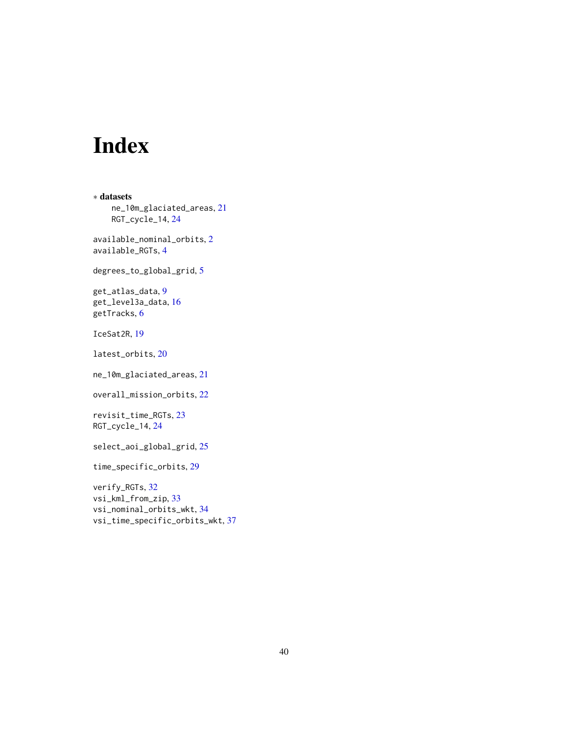# Index

∗ **datasets**
    ne_10m_glaciated_areas, 21
    RGT_cycle_14, 24

available_nominal_orbits, 2
available_RGTs, 4

degrees_to_global_grid, 5

get_atlas_data, 9
get_level3a_data, 16
getTracks, 6

IceSat2R, 19

latest_orbits, 20

ne_10m_glaciated_areas, 21

overall_mission_orbits, 22

revisit_time_RGTs, 23
RGT_cycle_14, 24

select_aoi_global_grid, 25

time_specific_orbits, 29

verify_RGTs, 32
vsi_kml_from_zip, 33
vsi_nominal_orbits_wkt, 34
vsi_time_specific_orbits_wkt, 37